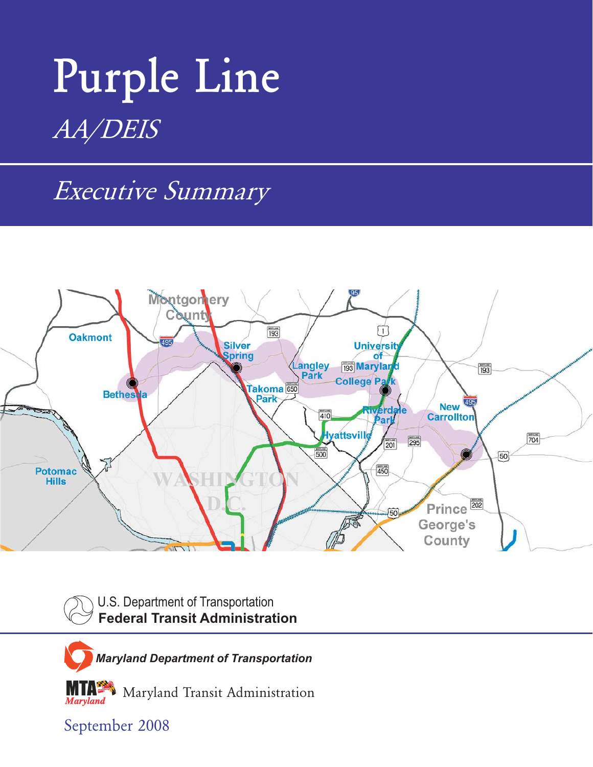# Purple Line

*AA/DEIS*

## *Executive Summary*

U.S. Department of Transportation
**Federal Transit Administration**

***Maryland Department of Transportation***

Maryland Transit Administration

September 2008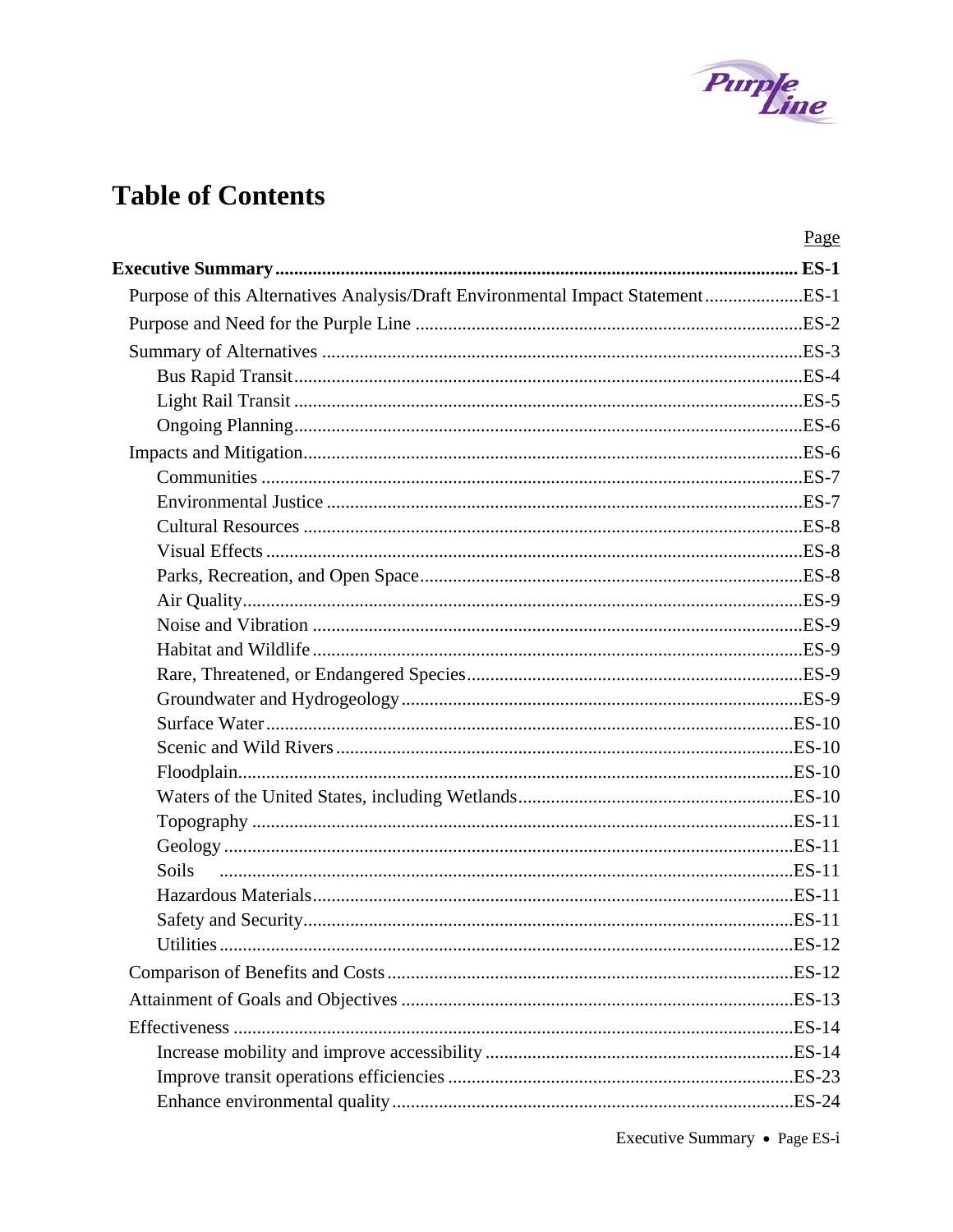# Table of Contents

| | Page |
|---|---|
| **Executive Summary** | **ES-1** |
| Purpose of this Alternatives Analysis/Draft Environmental Impact Statement | ES-1 |
| Purpose and Need for the Purple Line | ES-2 |
| Summary of Alternatives | ES-3 |
| Bus Rapid Transit | ES-4 |
| Light Rail Transit | ES-5 |
| Ongoing Planning | ES-6 |
| Impacts and Mitigation | ES-6 |
| Communities | ES-7 |
| Environmental Justice | ES-7 |
| Cultural Resources | ES-8 |
| Visual Effects | ES-8 |
| Parks, Recreation, and Open Space | ES-8 |
| Air Quality | ES-9 |
| Noise and Vibration | ES-9 |
| Habitat and Wildlife | ES-9 |
| Rare, Threatened, or Endangered Species | ES-9 |
| Groundwater and Hydrogeology | ES-9 |
| Surface Water | ES-10 |
| Scenic and Wild Rivers | ES-10 |
| Floodplain | ES-10 |
| Waters of the United States, including Wetlands | ES-10 |
| Topography | ES-11 |
| Geology | ES-11 |
| Soils | ES-11 |
| Hazardous Materials | ES-11 |
| Safety and Security | ES-11 |
| Utilities | ES-12 |
| Comparison of Benefits and Costs | ES-12 |
| Attainment of Goals and Objectives | ES-13 |
| Effectiveness | ES-14 |
| Increase mobility and improve accessibility | ES-14 |
| Improve transit operations efficiencies | ES-23 |
| Enhance environmental quality | ES-24 |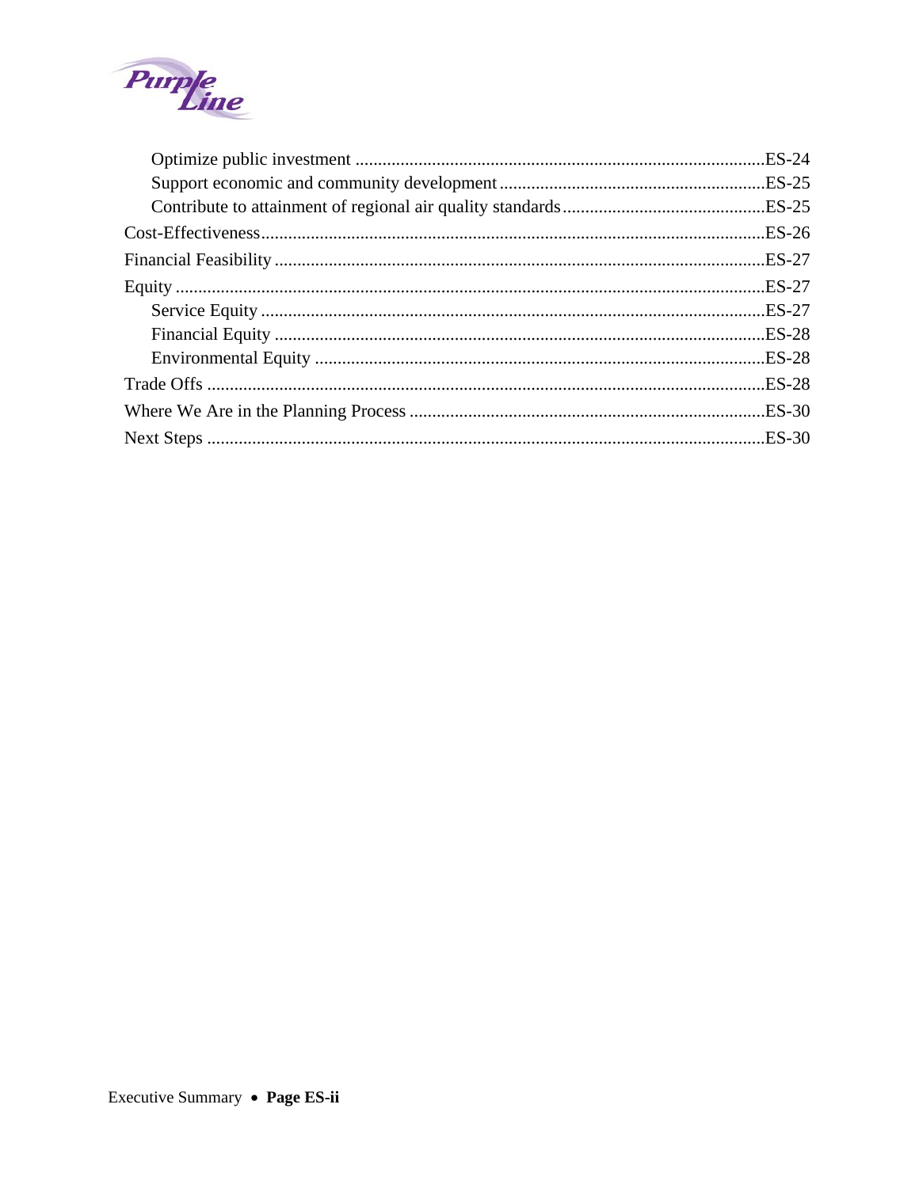- Optimize public investment ..........ES-24
- Support economic and community development ..........ES-25
- Contribute to attainment of regional air quality standards ..........ES-25

Cost-Effectiveness ..........ES-26

Financial Feasibility ..........ES-27

Equity ..........ES-27

- Service Equity ..........ES-27
- Financial Equity ..........ES-28
- Environmental Equity ..........ES-28

Trade Offs ..........ES-28

Where We Are in the Planning Process ..........ES-30

Next Steps ..........ES-30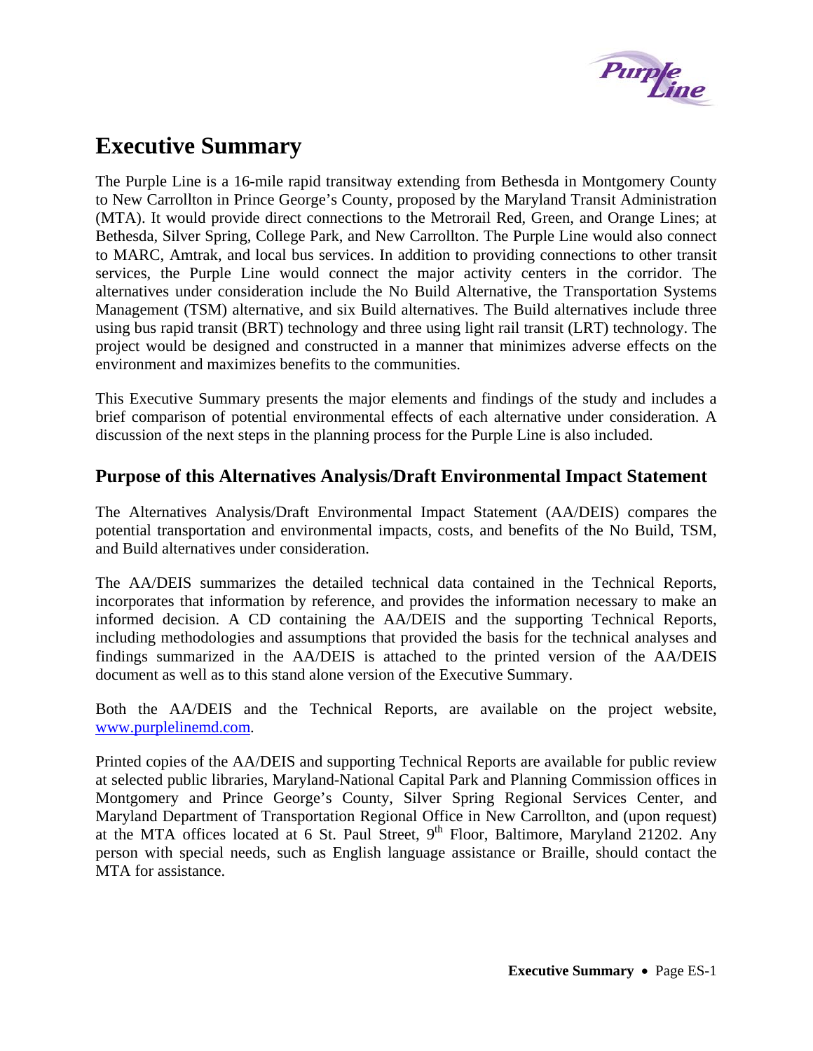# Executive Summary

The Purple Line is a 16-mile rapid transitway extending from Bethesda in Montgomery County to New Carrollton in Prince George's County, proposed by the Maryland Transit Administration (MTA). It would provide direct connections to the Metrorail Red, Green, and Orange Lines; at Bethesda, Silver Spring, College Park, and New Carrollton. The Purple Line would also connect to MARC, Amtrak, and local bus services. In addition to providing connections to other transit services, the Purple Line would connect the major activity centers in the corridor. The alternatives under consideration include the No Build Alternative, the Transportation Systems Management (TSM) alternative, and six Build alternatives. The Build alternatives include three using bus rapid transit (BRT) technology and three using light rail transit (LRT) technology. The project would be designed and constructed in a manner that minimizes adverse effects on the environment and maximizes benefits to the communities.

This Executive Summary presents the major elements and findings of the study and includes a brief comparison of potential environmental effects of each alternative under consideration. A discussion of the next steps in the planning process for the Purple Line is also included.

## Purpose of this Alternatives Analysis/Draft Environmental Impact Statement

The Alternatives Analysis/Draft Environmental Impact Statement (AA/DEIS) compares the potential transportation and environmental impacts, costs, and benefits of the No Build, TSM, and Build alternatives under consideration.

The AA/DEIS summarizes the detailed technical data contained in the Technical Reports, incorporates that information by reference, and provides the information necessary to make an informed decision. A CD containing the AA/DEIS and the supporting Technical Reports, including methodologies and assumptions that provided the basis for the technical analyses and findings summarized in the AA/DEIS is attached to the printed version of the AA/DEIS document as well as to this stand alone version of the Executive Summary.

Both the AA/DEIS and the Technical Reports, are available on the project website, www.purplelinemd.com.

Printed copies of the AA/DEIS and supporting Technical Reports are available for public review at selected public libraries, Maryland-National Capital Park and Planning Commission offices in Montgomery and Prince George's County, Silver Spring Regional Services Center, and Maryland Department of Transportation Regional Office in New Carrollton, and (upon request) at the MTA offices located at 6 St. Paul Street, 9th Floor, Baltimore, Maryland 21202. Any person with special needs, such as English language assistance or Braille, should contact the MTA for assistance.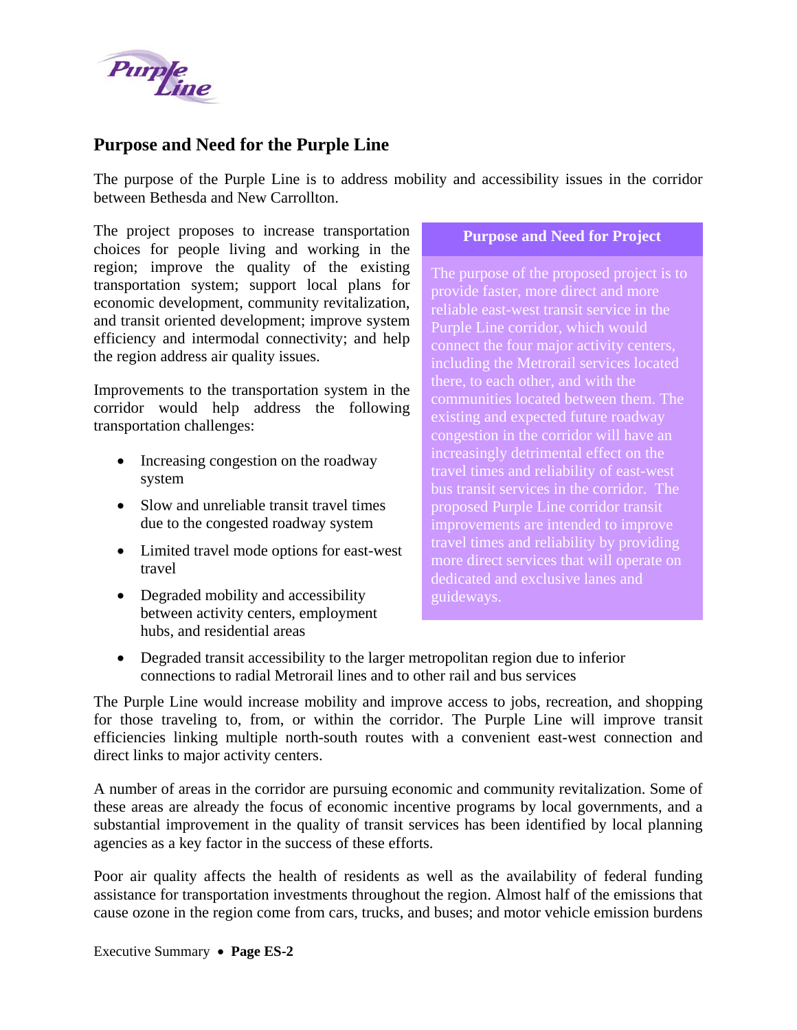## Purpose and Need for the Purple Line

The purpose of the Purple Line is to address mobility and accessibility issues in the corridor between Bethesda and New Carrollton.

The project proposes to increase transportation choices for people living and working in the region; improve the quality of the existing transportation system; support local plans for economic development, community revitalization, and transit oriented development; improve system efficiency and intermodal connectivity; and help the region address air quality issues.

> **Purpose and Need for Project**
>
> The purpose of the proposed project is to provide faster, more direct and more reliable east-west transit service in the Purple Line corridor, which would connect the four major activity centers, including the Metrorail services located there, to each other, and with the communities located between them. The existing and expected future roadway congestion in the corridor will have an increasingly detrimental effect on the travel times and reliability of east-west bus transit services in the corridor. The proposed Purple Line corridor transit improvements are intended to improve travel times and reliability by providing more direct services that will operate on dedicated and exclusive lanes and guideways.

Improvements to the transportation system in the corridor would help address the following transportation challenges:

- Increasing congestion on the roadway system
- Slow and unreliable transit travel times due to the congested roadway system
- Limited travel mode options for east-west travel
- Degraded mobility and accessibility between activity centers, employment hubs, and residential areas
- Degraded transit accessibility to the larger metropolitan region due to inferior connections to radial Metrorail lines and to other rail and bus services

The Purple Line would increase mobility and improve access to jobs, recreation, and shopping for those traveling to, from, or within the corridor. The Purple Line will improve transit efficiencies linking multiple north-south routes with a convenient east-west connection and direct links to major activity centers.

A number of areas in the corridor are pursuing economic and community revitalization. Some of these areas are already the focus of economic incentive programs by local governments, and a substantial improvement in the quality of transit services has been identified by local planning agencies as a key factor in the success of these efforts.

Poor air quality affects the health of residents as well as the availability of federal funding assistance for transportation investments throughout the region. Almost half of the emissions that cause ozone in the region come from cars, trucks, and buses; and motor vehicle emission burdens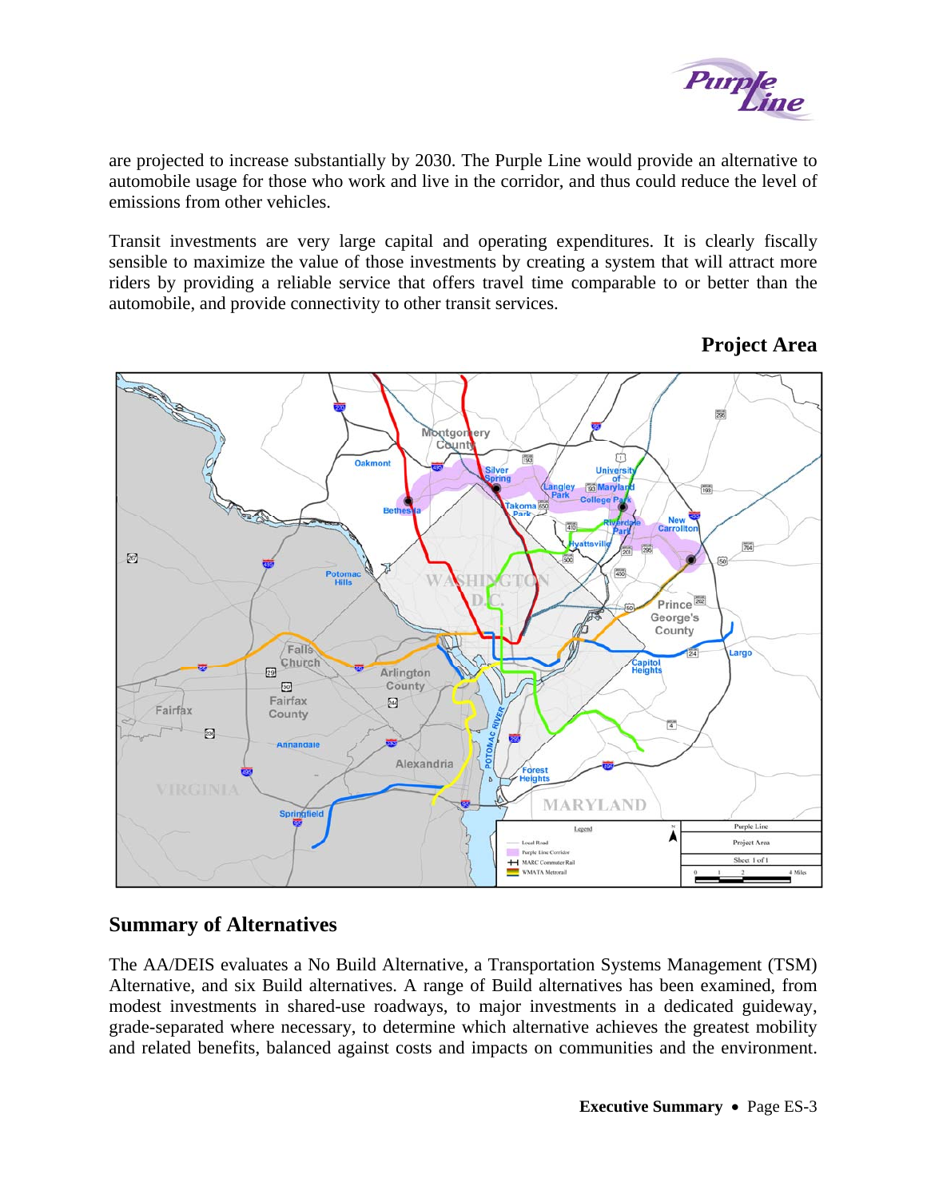are projected to increase substantially by 2030. The Purple Line would provide an alternative to automobile usage for those who work and live in the corridor, and thus could reduce the level of emissions from other vehicles.

Transit investments are very large capital and operating expenditures. It is clearly fiscally sensible to maximize the value of those investments by creating a system that will attract more riders by providing a reliable service that offers travel time comparable to or better than the automobile, and provide connectivity to other transit services.

**Project Area**

## Summary of Alternatives

The AA/DEIS evaluates a No Build Alternative, a Transportation Systems Management (TSM) Alternative, and six Build alternatives. A range of Build alternatives has been examined, from modest investments in shared-use roadways, to major investments in a dedicated guideway, grade-separated where necessary, to determine which alternative achieves the greatest mobility and related benefits, balanced against costs and impacts on communities and the environment.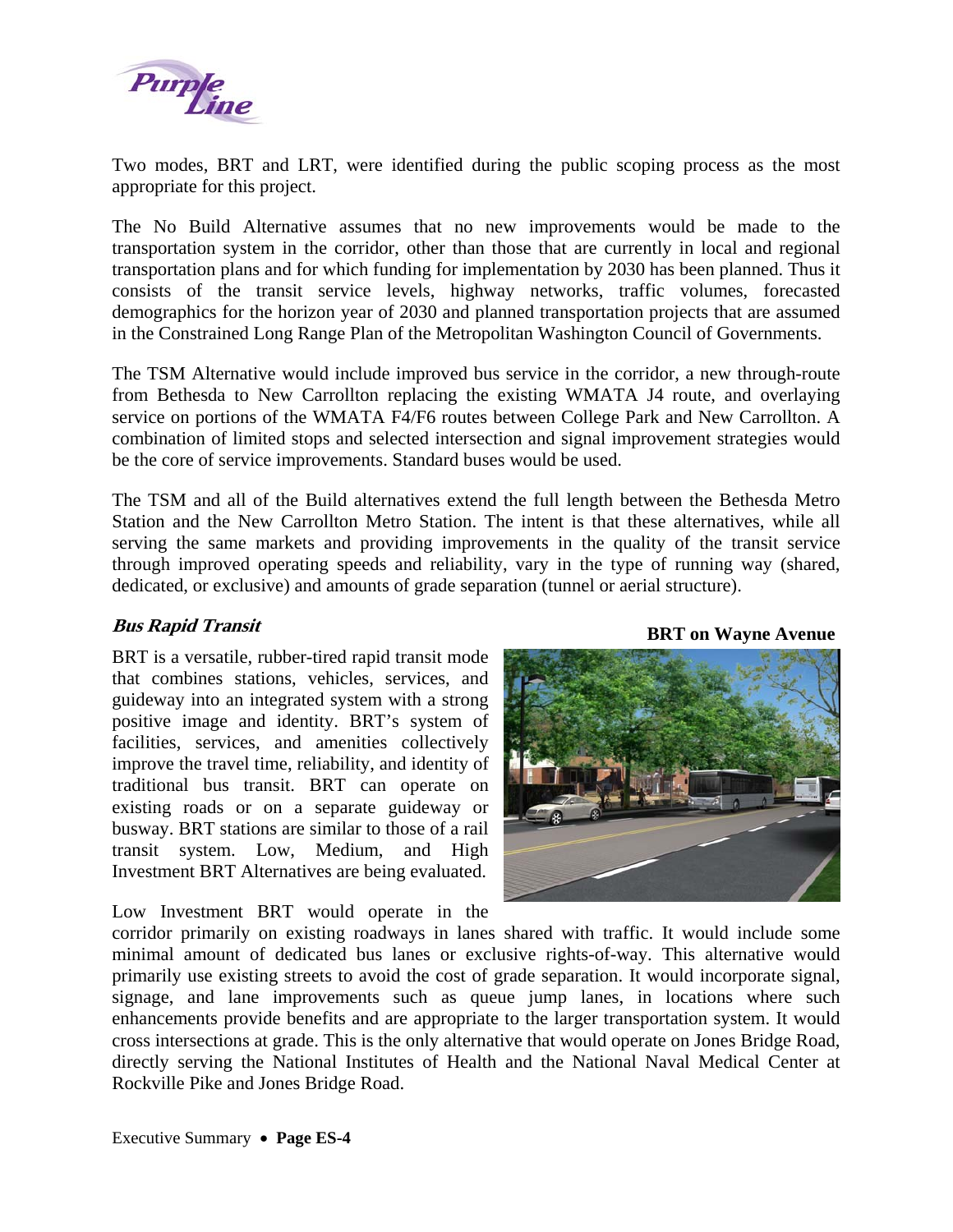Two modes, BRT and LRT, were identified during the public scoping process as the most appropriate for this project.

The No Build Alternative assumes that no new improvements would be made to the transportation system in the corridor, other than those that are currently in local and regional transportation plans and for which funding for implementation by 2030 has been planned. Thus it consists of the transit service levels, highway networks, traffic volumes, forecasted demographics for the horizon year of 2030 and planned transportation projects that are assumed in the Constrained Long Range Plan of the Metropolitan Washington Council of Governments.

The TSM Alternative would include improved bus service in the corridor, a new through-route from Bethesda to New Carrollton replacing the existing WMATA J4 route, and overlaying service on portions of the WMATA F4/F6 routes between College Park and New Carrollton. A combination of limited stops and selected intersection and signal improvement strategies would be the core of service improvements. Standard buses would be used.

The TSM and all of the Build alternatives extend the full length between the Bethesda Metro Station and the New Carrollton Metro Station. The intent is that these alternatives, while all serving the same markets and providing improvements in the quality of the transit service through improved operating speeds and reliability, vary in the type of running way (shared, dedicated, or exclusive) and amounts of grade separation (tunnel or aerial structure).

### *Bus Rapid Transit*

**BRT on Wayne Avenue**

BRT is a versatile, rubber-tired rapid transit mode that combines stations, vehicles, services, and guideway into an integrated system with a strong positive image and identity. BRT's system of facilities, services, and amenities collectively improve the travel time, reliability, and identity of traditional bus transit. BRT can operate on existing roads or on a separate guideway or busway. BRT stations are similar to those of a rail transit system. Low, Medium, and High Investment BRT Alternatives are being evaluated.

Low Investment BRT would operate in the corridor primarily on existing roadways in lanes shared with traffic. It would include some minimal amount of dedicated bus lanes or exclusive rights-of-way. This alternative would primarily use existing streets to avoid the cost of grade separation. It would incorporate signal, signage, and lane improvements such as queue jump lanes, in locations where such enhancements provide benefits and are appropriate to the larger transportation system. It would cross intersections at grade. This is the only alternative that would operate on Jones Bridge Road, directly serving the National Institutes of Health and the National Naval Medical Center at Rockville Pike and Jones Bridge Road.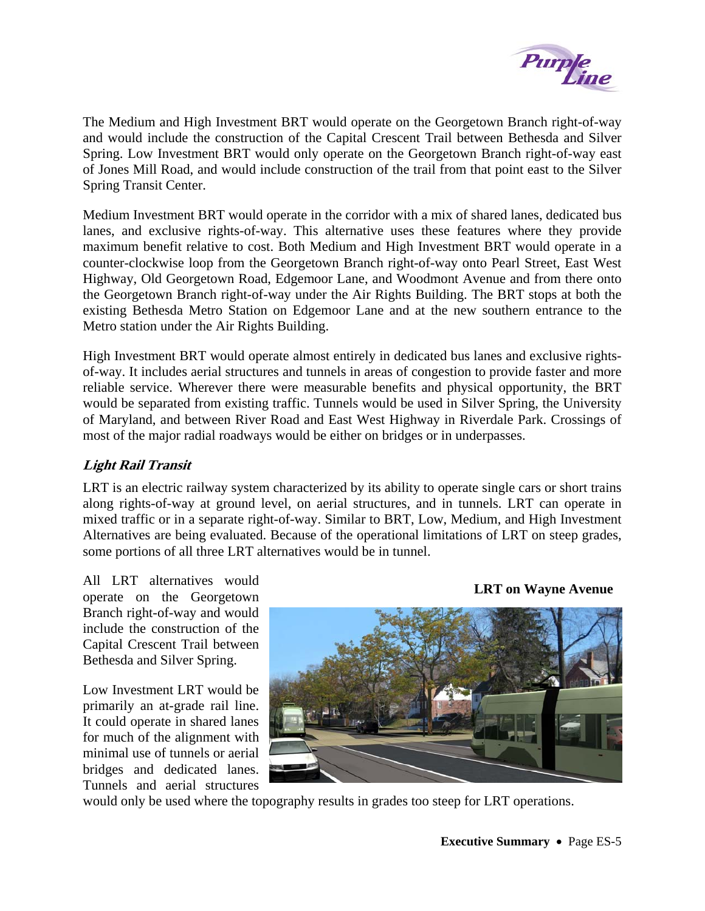The Medium and High Investment BRT would operate on the Georgetown Branch right-of-way and would include the construction of the Capital Crescent Trail between Bethesda and Silver Spring. Low Investment BRT would only operate on the Georgetown Branch right-of-way east of Jones Mill Road, and would include construction of the trail from that point east to the Silver Spring Transit Center.

Medium Investment BRT would operate in the corridor with a mix of shared lanes, dedicated bus lanes, and exclusive rights-of-way. This alternative uses these features where they provide maximum benefit relative to cost. Both Medium and High Investment BRT would operate in a counter-clockwise loop from the Georgetown Branch right-of-way onto Pearl Street, East West Highway, Old Georgetown Road, Edgemoor Lane, and Woodmont Avenue and from there onto the Georgetown Branch right-of-way under the Air Rights Building. The BRT stops at both the existing Bethesda Metro Station on Edgemoor Lane and at the new southern entrance to the Metro station under the Air Rights Building.

High Investment BRT would operate almost entirely in dedicated bus lanes and exclusive rights-of-way. It includes aerial structures and tunnels in areas of congestion to provide faster and more reliable service. Wherever there were measurable benefits and physical opportunity, the BRT would be separated from existing traffic. Tunnels would be used in Silver Spring, the University of Maryland, and between River Road and East West Highway in Riverdale Park. Crossings of most of the major radial roadways would be either on bridges or in underpasses.

### *Light Rail Transit*

LRT is an electric railway system characterized by its ability to operate single cars or short trains along rights-of-way at ground level, on aerial structures, and in tunnels. LRT can operate in mixed traffic or in a separate right-of-way. Similar to BRT, Low, Medium, and High Investment Alternatives are being evaluated. Because of the operational limitations of LRT on steep grades, some portions of all three LRT alternatives would be in tunnel.

All LRT alternatives would operate on the Georgetown Branch right-of-way and would include the construction of the Capital Crescent Trail between Bethesda and Silver Spring.

**LRT on Wayne Avenue**

Low Investment LRT would be primarily an at-grade rail line. It could operate in shared lanes for much of the alignment with minimal use of tunnels or aerial bridges and dedicated lanes. Tunnels and aerial structures would only be used where the topography results in grades too steep for LRT operations.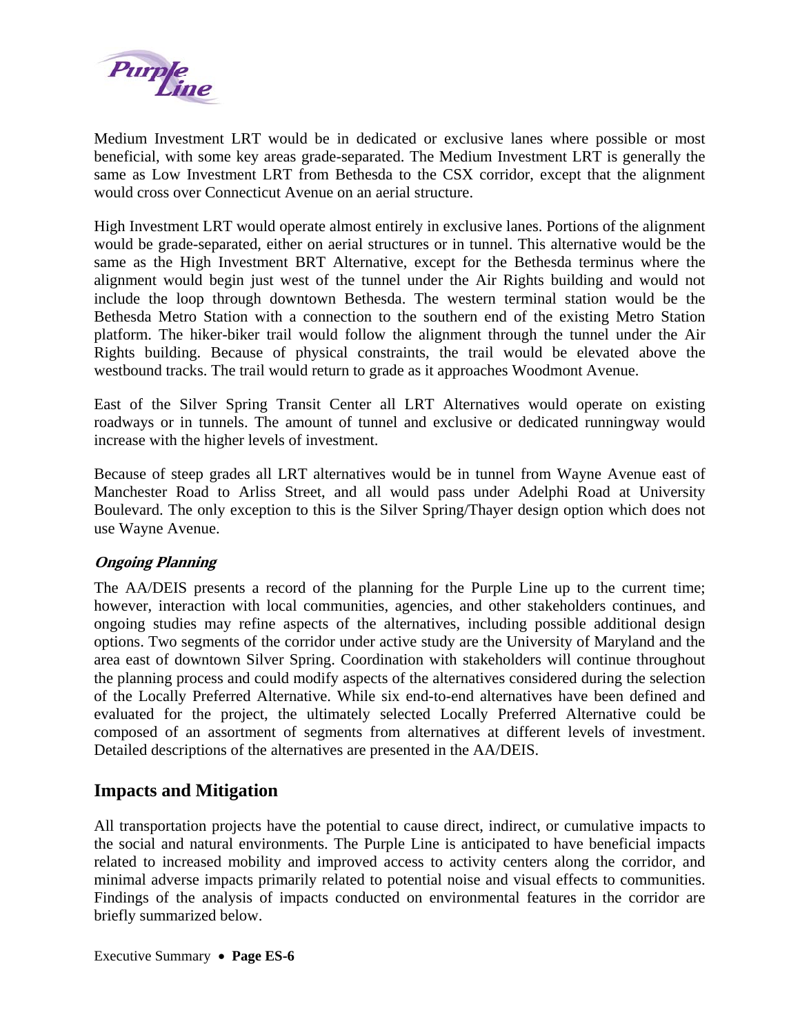Medium Investment LRT would be in dedicated or exclusive lanes where possible or most beneficial, with some key areas grade-separated. The Medium Investment LRT is generally the same as Low Investment LRT from Bethesda to the CSX corridor, except that the alignment would cross over Connecticut Avenue on an aerial structure.

High Investment LRT would operate almost entirely in exclusive lanes. Portions of the alignment would be grade-separated, either on aerial structures or in tunnel. This alternative would be the same as the High Investment BRT Alternative, except for the Bethesda terminus where the alignment would begin just west of the tunnel under the Air Rights building and would not include the loop through downtown Bethesda. The western terminal station would be the Bethesda Metro Station with a connection to the southern end of the existing Metro Station platform. The hiker-biker trail would follow the alignment through the tunnel under the Air Rights building. Because of physical constraints, the trail would be elevated above the westbound tracks. The trail would return to grade as it approaches Woodmont Avenue.

East of the Silver Spring Transit Center all LRT Alternatives would operate on existing roadways or in tunnels. The amount of tunnel and exclusive or dedicated runningway would increase with the higher levels of investment.

Because of steep grades all LRT alternatives would be in tunnel from Wayne Avenue east of Manchester Road to Arliss Street, and all would pass under Adelphi Road at University Boulevard. The only exception to this is the Silver Spring/Thayer design option which does not use Wayne Avenue.

#### *Ongoing Planning*

The AA/DEIS presents a record of the planning for the Purple Line up to the current time; however, interaction with local communities, agencies, and other stakeholders continues, and ongoing studies may refine aspects of the alternatives, including possible additional design options. Two segments of the corridor under active study are the University of Maryland and the area east of downtown Silver Spring. Coordination with stakeholders will continue throughout the planning process and could modify aspects of the alternatives considered during the selection of the Locally Preferred Alternative. While six end-to-end alternatives have been defined and evaluated for the project, the ultimately selected Locally Preferred Alternative could be composed of an assortment of segments from alternatives at different levels of investment. Detailed descriptions of the alternatives are presented in the AA/DEIS.

## Impacts and Mitigation

All transportation projects have the potential to cause direct, indirect, or cumulative impacts to the social and natural environments. The Purple Line is anticipated to have beneficial impacts related to increased mobility and improved access to activity centers along the corridor, and minimal adverse impacts primarily related to potential noise and visual effects to communities. Findings of the analysis of impacts conducted on environmental features in the corridor are briefly summarized below.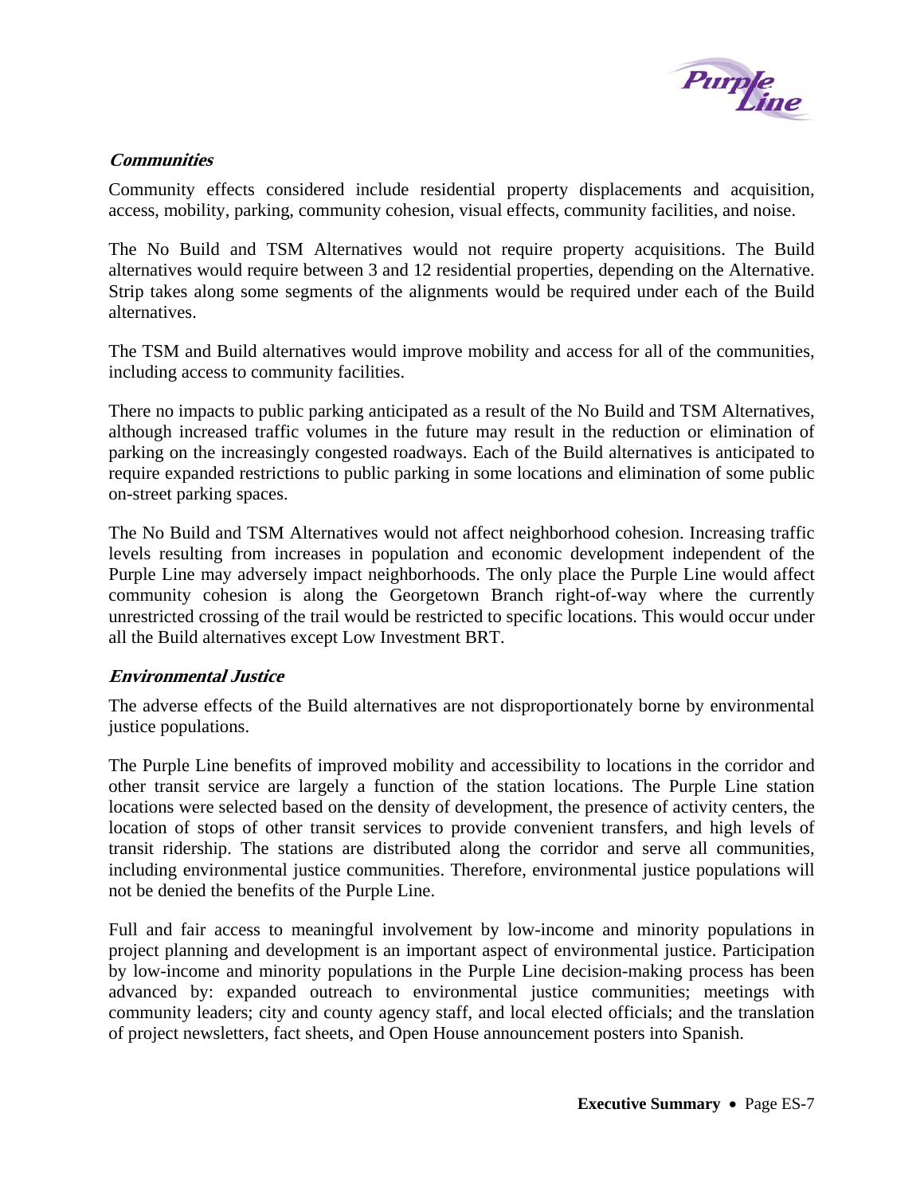### *Communities*

Community effects considered include residential property displacements and acquisition, access, mobility, parking, community cohesion, visual effects, community facilities, and noise.

The No Build and TSM Alternatives would not require property acquisitions. The Build alternatives would require between 3 and 12 residential properties, depending on the Alternative. Strip takes along some segments of the alignments would be required under each of the Build alternatives.

The TSM and Build alternatives would improve mobility and access for all of the communities, including access to community facilities.

There no impacts to public parking anticipated as a result of the No Build and TSM Alternatives, although increased traffic volumes in the future may result in the reduction or elimination of parking on the increasingly congested roadways. Each of the Build alternatives is anticipated to require expanded restrictions to public parking in some locations and elimination of some public on-street parking spaces.

The No Build and TSM Alternatives would not affect neighborhood cohesion. Increasing traffic levels resulting from increases in population and economic development independent of the Purple Line may adversely impact neighborhoods. The only place the Purple Line would affect community cohesion is along the Georgetown Branch right-of-way where the currently unrestricted crossing of the trail would be restricted to specific locations. This would occur under all the Build alternatives except Low Investment BRT.

### *Environmental Justice*

The adverse effects of the Build alternatives are not disproportionately borne by environmental justice populations.

The Purple Line benefits of improved mobility and accessibility to locations in the corridor and other transit service are largely a function of the station locations. The Purple Line station locations were selected based on the density of development, the presence of activity centers, the location of stops of other transit services to provide convenient transfers, and high levels of transit ridership. The stations are distributed along the corridor and serve all communities, including environmental justice communities. Therefore, environmental justice populations will not be denied the benefits of the Purple Line.

Full and fair access to meaningful involvement by low-income and minority populations in project planning and development is an important aspect of environmental justice. Participation by low-income and minority populations in the Purple Line decision-making process has been advanced by: expanded outreach to environmental justice communities; meetings with community leaders; city and county agency staff, and local elected officials; and the translation of project newsletters, fact sheets, and Open House announcement posters into Spanish.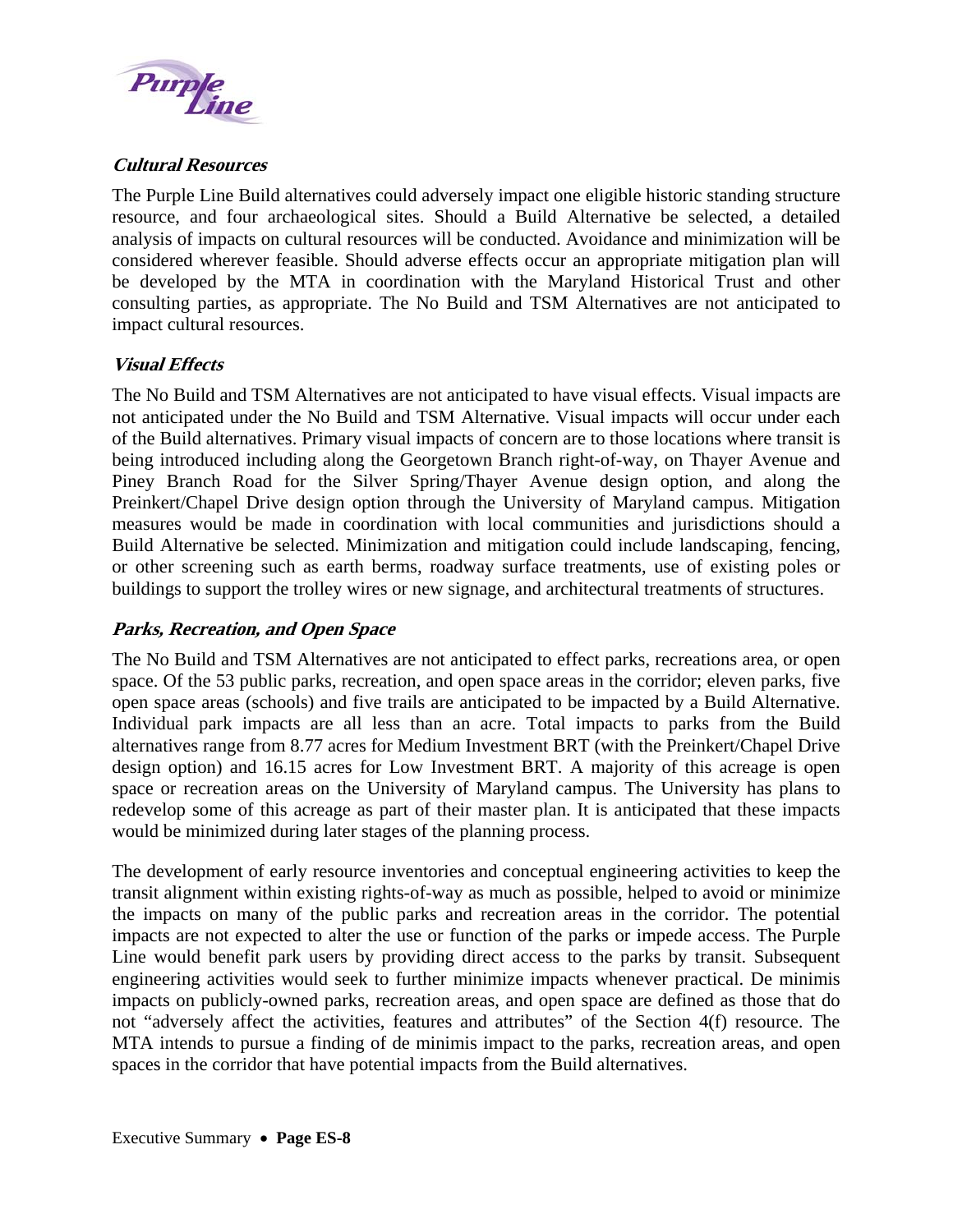### *Cultural Resources*

The Purple Line Build alternatives could adversely impact one eligible historic standing structure resource, and four archaeological sites. Should a Build Alternative be selected, a detailed analysis of impacts on cultural resources will be conducted. Avoidance and minimization will be considered wherever feasible. Should adverse effects occur an appropriate mitigation plan will be developed by the MTA in coordination with the Maryland Historical Trust and other consulting parties, as appropriate. The No Build and TSM Alternatives are not anticipated to impact cultural resources.

### *Visual Effects*

The No Build and TSM Alternatives are not anticipated to have visual effects. Visual impacts are not anticipated under the No Build and TSM Alternative. Visual impacts will occur under each of the Build alternatives. Primary visual impacts of concern are to those locations where transit is being introduced including along the Georgetown Branch right-of-way, on Thayer Avenue and Piney Branch Road for the Silver Spring/Thayer Avenue design option, and along the Preinkert/Chapel Drive design option through the University of Maryland campus. Mitigation measures would be made in coordination with local communities and jurisdictions should a Build Alternative be selected. Minimization and mitigation could include landscaping, fencing, or other screening such as earth berms, roadway surface treatments, use of existing poles or buildings to support the trolley wires or new signage, and architectural treatments of structures.

### *Parks, Recreation, and Open Space*

The No Build and TSM Alternatives are not anticipated to effect parks, recreations area, or open space. Of the 53 public parks, recreation, and open space areas in the corridor; eleven parks, five open space areas (schools) and five trails are anticipated to be impacted by a Build Alternative. Individual park impacts are all less than an acre. Total impacts to parks from the Build alternatives range from 8.77 acres for Medium Investment BRT (with the Preinkert/Chapel Drive design option) and 16.15 acres for Low Investment BRT. A majority of this acreage is open space or recreation areas on the University of Maryland campus. The University has plans to redevelop some of this acreage as part of their master plan. It is anticipated that these impacts would be minimized during later stages of the planning process.

The development of early resource inventories and conceptual engineering activities to keep the transit alignment within existing rights-of-way as much as possible, helped to avoid or minimize the impacts on many of the public parks and recreation areas in the corridor. The potential impacts are not expected to alter the use or function of the parks or impede access. The Purple Line would benefit park users by providing direct access to the parks by transit. Subsequent engineering activities would seek to further minimize impacts whenever practical. De minimis impacts on publicly-owned parks, recreation areas, and open space are defined as those that do not "adversely affect the activities, features and attributes" of the Section 4(f) resource. The MTA intends to pursue a finding of de minimis impact to the parks, recreation areas, and open spaces in the corridor that have potential impacts from the Build alternatives.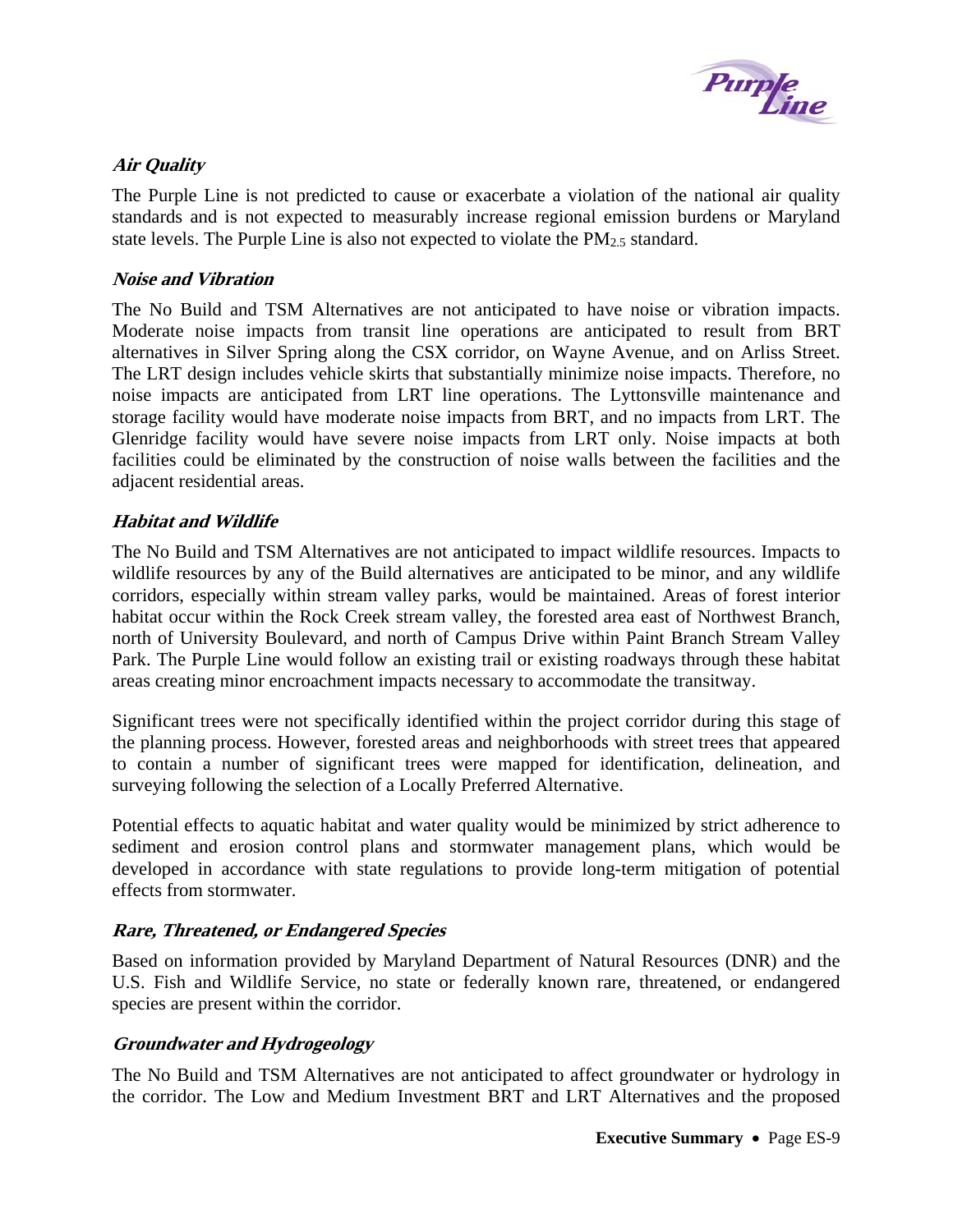### *Air Quality*

The Purple Line is not predicted to cause or exacerbate a violation of the national air quality standards and is not expected to measurably increase regional emission burdens or Maryland state levels. The Purple Line is also not expected to violate the $PM_{2.5}$ standard.

### *Noise and Vibration*

The No Build and TSM Alternatives are not anticipated to have noise or vibration impacts. Moderate noise impacts from transit line operations are anticipated to result from BRT alternatives in Silver Spring along the CSX corridor, on Wayne Avenue, and on Arliss Street. The LRT design includes vehicle skirts that substantially minimize noise impacts. Therefore, no noise impacts are anticipated from LRT line operations. The Lyttonsville maintenance and storage facility would have moderate noise impacts from BRT, and no impacts from LRT. The Glenridge facility would have severe noise impacts from LRT only. Noise impacts at both facilities could be eliminated by the construction of noise walls between the facilities and the adjacent residential areas.

### *Habitat and Wildlife*

The No Build and TSM Alternatives are not anticipated to impact wildlife resources. Impacts to wildlife resources by any of the Build alternatives are anticipated to be minor, and any wildlife corridors, especially within stream valley parks, would be maintained. Areas of forest interior habitat occur within the Rock Creek stream valley, the forested area east of Northwest Branch, north of University Boulevard, and north of Campus Drive within Paint Branch Stream Valley Park. The Purple Line would follow an existing trail or existing roadways through these habitat areas creating minor encroachment impacts necessary to accommodate the transitway.

Significant trees were not specifically identified within the project corridor during this stage of the planning process. However, forested areas and neighborhoods with street trees that appeared to contain a number of significant trees were mapped for identification, delineation, and surveying following the selection of a Locally Preferred Alternative.

Potential effects to aquatic habitat and water quality would be minimized by strict adherence to sediment and erosion control plans and stormwater management plans, which would be developed in accordance with state regulations to provide long-term mitigation of potential effects from stormwater.

### *Rare, Threatened, or Endangered Species*

Based on information provided by Maryland Department of Natural Resources (DNR) and the U.S. Fish and Wildlife Service, no state or federally known rare, threatened, or endangered species are present within the corridor.

### *Groundwater and Hydrogeology*

The No Build and TSM Alternatives are not anticipated to affect groundwater or hydrology in the corridor. The Low and Medium Investment BRT and LRT Alternatives and the proposed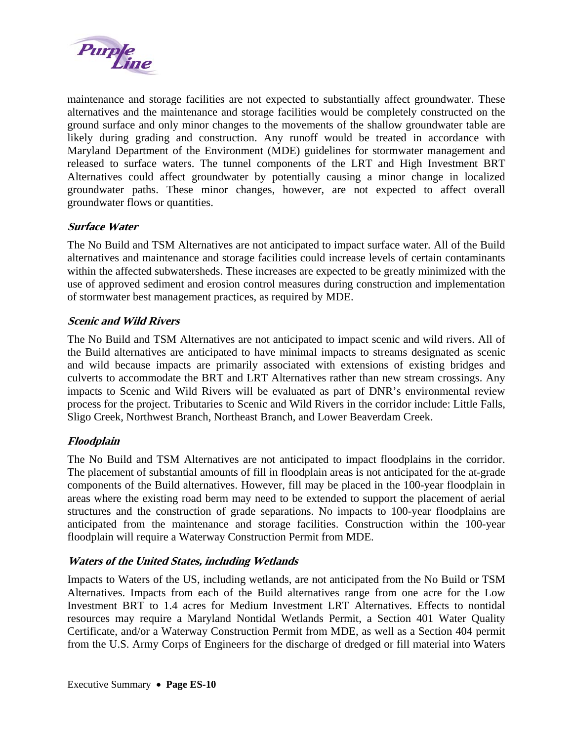maintenance and storage facilities are not expected to substantially affect groundwater. These alternatives and the maintenance and storage facilities would be completely constructed on the ground surface and only minor changes to the movements of the shallow groundwater table are likely during grading and construction. Any runoff would be treated in accordance with Maryland Department of the Environment (MDE) guidelines for stormwater management and released to surface waters. The tunnel components of the LRT and High Investment BRT Alternatives could affect groundwater by potentially causing a minor change in localized groundwater paths. These minor changes, however, are not expected to affect overall groundwater flows or quantities.

### *Surface Water*

The No Build and TSM Alternatives are not anticipated to impact surface water. All of the Build alternatives and maintenance and storage facilities could increase levels of certain contaminants within the affected subwatersheds. These increases are expected to be greatly minimized with the use of approved sediment and erosion control measures during construction and implementation of stormwater best management practices, as required by MDE.

### *Scenic and Wild Rivers*

The No Build and TSM Alternatives are not anticipated to impact scenic and wild rivers. All of the Build alternatives are anticipated to have minimal impacts to streams designated as scenic and wild because impacts are primarily associated with extensions of existing bridges and culverts to accommodate the BRT and LRT Alternatives rather than new stream crossings. Any impacts to Scenic and Wild Rivers will be evaluated as part of DNR's environmental review process for the project. Tributaries to Scenic and Wild Rivers in the corridor include: Little Falls, Sligo Creek, Northwest Branch, Northeast Branch, and Lower Beaverdam Creek.

### *Floodplain*

The No Build and TSM Alternatives are not anticipated to impact floodplains in the corridor. The placement of substantial amounts of fill in floodplain areas is not anticipated for the at-grade components of the Build alternatives. However, fill may be placed in the 100-year floodplain in areas where the existing road berm may need to be extended to support the placement of aerial structures and the construction of grade separations. No impacts to 100-year floodplains are anticipated from the maintenance and storage facilities. Construction within the 100-year floodplain will require a Waterway Construction Permit from MDE.

### *Waters of the United States, including Wetlands*

Impacts to Waters of the US, including wetlands, are not anticipated from the No Build or TSM Alternatives. Impacts from each of the Build alternatives range from one acre for the Low Investment BRT to 1.4 acres for Medium Investment LRT Alternatives. Effects to nontidal resources may require a Maryland Nontidal Wetlands Permit, a Section 401 Water Quality Certificate, and/or a Waterway Construction Permit from MDE, as well as a Section 404 permit from the U.S. Army Corps of Engineers for the discharge of dredged or fill material into Waters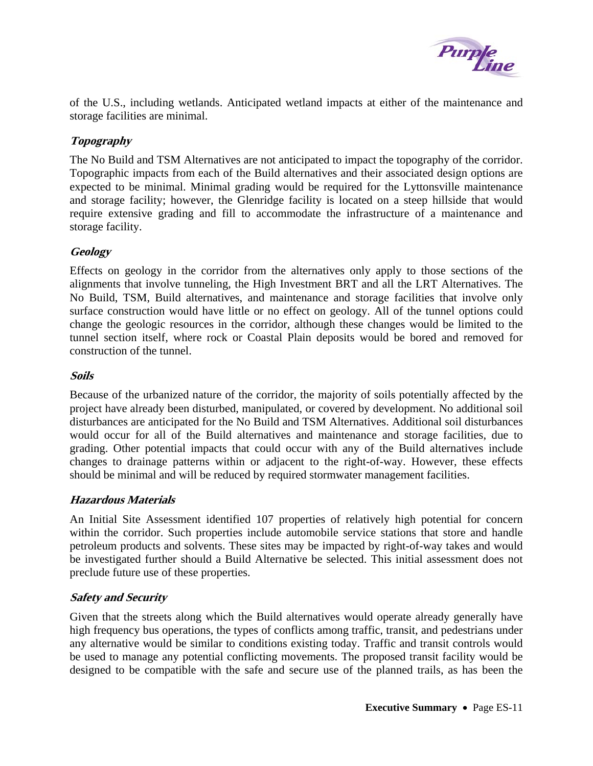of the U.S., including wetlands. Anticipated wetland impacts at either of the maintenance and storage facilities are minimal.

### *Topography*

The No Build and TSM Alternatives are not anticipated to impact the topography of the corridor. Topographic impacts from each of the Build alternatives and their associated design options are expected to be minimal. Minimal grading would be required for the Lyttonsville maintenance and storage facility; however, the Glenridge facility is located on a steep hillside that would require extensive grading and fill to accommodate the infrastructure of a maintenance and storage facility.

### *Geology*

Effects on geology in the corridor from the alternatives only apply to those sections of the alignments that involve tunneling, the High Investment BRT and all the LRT Alternatives. The No Build, TSM, Build alternatives, and maintenance and storage facilities that involve only surface construction would have little or no effect on geology. All of the tunnel options could change the geologic resources in the corridor, although these changes would be limited to the tunnel section itself, where rock or Coastal Plain deposits would be bored and removed for construction of the tunnel.

### *Soils*

Because of the urbanized nature of the corridor, the majority of soils potentially affected by the project have already been disturbed, manipulated, or covered by development. No additional soil disturbances are anticipated for the No Build and TSM Alternatives. Additional soil disturbances would occur for all of the Build alternatives and maintenance and storage facilities, due to grading. Other potential impacts that could occur with any of the Build alternatives include changes to drainage patterns within or adjacent to the right-of-way. However, these effects should be minimal and will be reduced by required stormwater management facilities.

### *Hazardous Materials*

An Initial Site Assessment identified 107 properties of relatively high potential for concern within the corridor. Such properties include automobile service stations that store and handle petroleum products and solvents. These sites may be impacted by right-of-way takes and would be investigated further should a Build Alternative be selected. This initial assessment does not preclude future use of these properties.

### *Safety and Security*

Given that the streets along which the Build alternatives would operate already generally have high frequency bus operations, the types of conflicts among traffic, transit, and pedestrians under any alternative would be similar to conditions existing today. Traffic and transit controls would be used to manage any potential conflicting movements. The proposed transit facility would be designed to be compatible with the safe and secure use of the planned trails, as has been the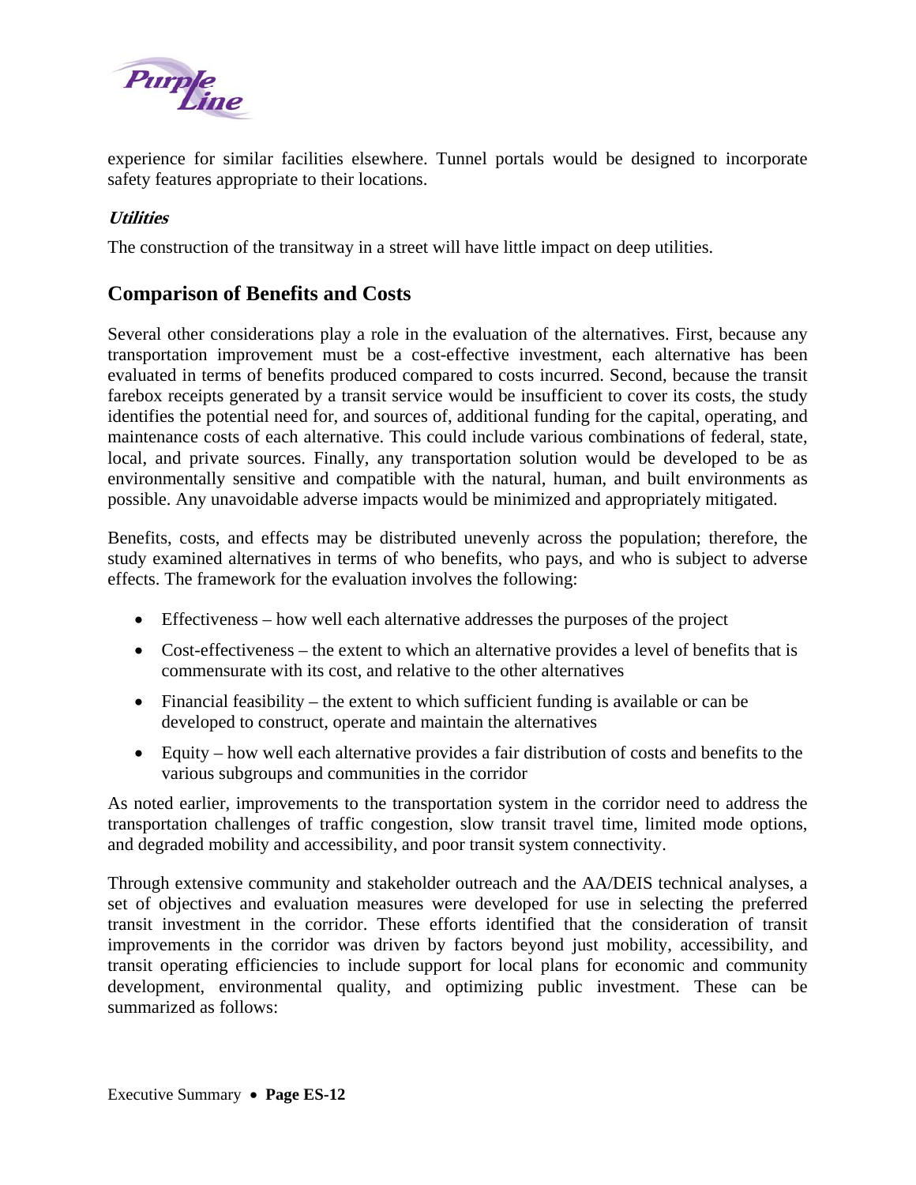experience for similar facilities elsewhere. Tunnel portals would be designed to incorporate safety features appropriate to their locations.

***Utilities***

The construction of the transitway in a street will have little impact on deep utilities.

## Comparison of Benefits and Costs

Several other considerations play a role in the evaluation of the alternatives. First, because any transportation improvement must be a cost-effective investment, each alternative has been evaluated in terms of benefits produced compared to costs incurred. Second, because the transit farebox receipts generated by a transit service would be insufficient to cover its costs, the study identifies the potential need for, and sources of, additional funding for the capital, operating, and maintenance costs of each alternative. This could include various combinations of federal, state, local, and private sources. Finally, any transportation solution would be developed to be as environmentally sensitive and compatible with the natural, human, and built environments as possible. Any unavoidable adverse impacts would be minimized and appropriately mitigated.

Benefits, costs, and effects may be distributed unevenly across the population; therefore, the study examined alternatives in terms of who benefits, who pays, and who is subject to adverse effects. The framework for the evaluation involves the following:

- Effectiveness – how well each alternative addresses the purposes of the project
- Cost-effectiveness – the extent to which an alternative provides a level of benefits that is commensurate with its cost, and relative to the other alternatives
- Financial feasibility – the extent to which sufficient funding is available or can be developed to construct, operate and maintain the alternatives
- Equity – how well each alternative provides a fair distribution of costs and benefits to the various subgroups and communities in the corridor

As noted earlier, improvements to the transportation system in the corridor need to address the transportation challenges of traffic congestion, slow transit travel time, limited mode options, and degraded mobility and accessibility, and poor transit system connectivity.

Through extensive community and stakeholder outreach and the AA/DEIS technical analyses, a set of objectives and evaluation measures were developed for use in selecting the preferred transit investment in the corridor. These efforts identified that the consideration of transit improvements in the corridor was driven by factors beyond just mobility, accessibility, and transit operating efficiencies to include support for local plans for economic and community development, environmental quality, and optimizing public investment. These can be summarized as follows: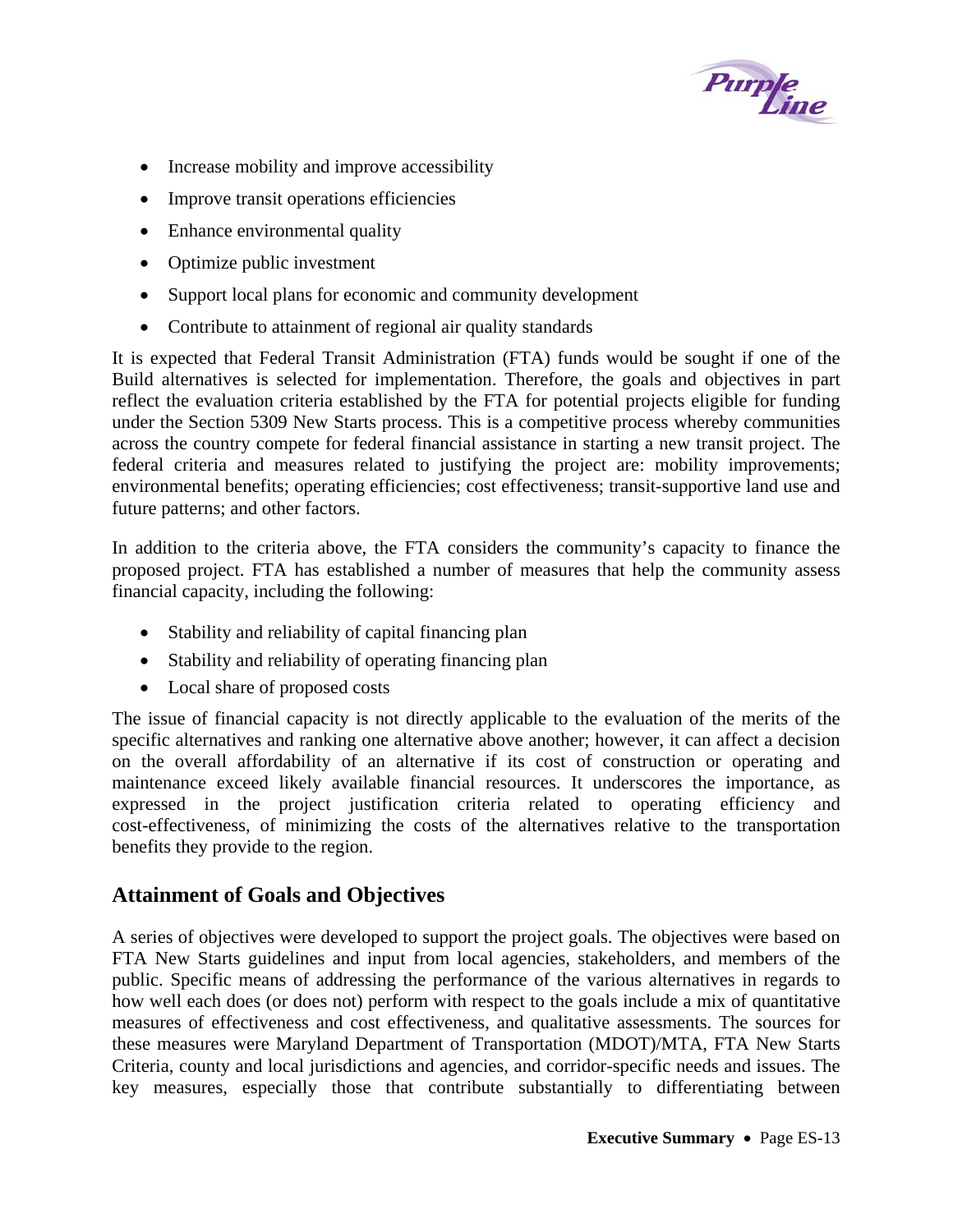- Increase mobility and improve accessibility
- Improve transit operations efficiencies
- Enhance environmental quality
- Optimize public investment
- Support local plans for economic and community development
- Contribute to attainment of regional air quality standards

It is expected that Federal Transit Administration (FTA) funds would be sought if one of the Build alternatives is selected for implementation. Therefore, the goals and objectives in part reflect the evaluation criteria established by the FTA for potential projects eligible for funding under the Section 5309 New Starts process. This is a competitive process whereby communities across the country compete for federal financial assistance in starting a new transit project. The federal criteria and measures related to justifying the project are: mobility improvements; environmental benefits; operating efficiencies; cost effectiveness; transit-supportive land use and future patterns; and other factors.

In addition to the criteria above, the FTA considers the community's capacity to finance the proposed project. FTA has established a number of measures that help the community assess financial capacity, including the following:

- Stability and reliability of capital financing plan
- Stability and reliability of operating financing plan
- Local share of proposed costs

The issue of financial capacity is not directly applicable to the evaluation of the merits of the specific alternatives and ranking one alternative above another; however, it can affect a decision on the overall affordability of an alternative if its cost of construction or operating and maintenance exceed likely available financial resources. It underscores the importance, as expressed in the project justification criteria related to operating efficiency and cost-effectiveness, of minimizing the costs of the alternatives relative to the transportation benefits they provide to the region.

## Attainment of Goals and Objectives

A series of objectives were developed to support the project goals. The objectives were based on FTA New Starts guidelines and input from local agencies, stakeholders, and members of the public. Specific means of addressing the performance of the various alternatives in regards to how well each does (or does not) perform with respect to the goals include a mix of quantitative measures of effectiveness and cost effectiveness, and qualitative assessments. The sources for these measures were Maryland Department of Transportation (MDOT)/MTA, FTA New Starts Criteria, county and local jurisdictions and agencies, and corridor-specific needs and issues. The key measures, especially those that contribute substantially to differentiating between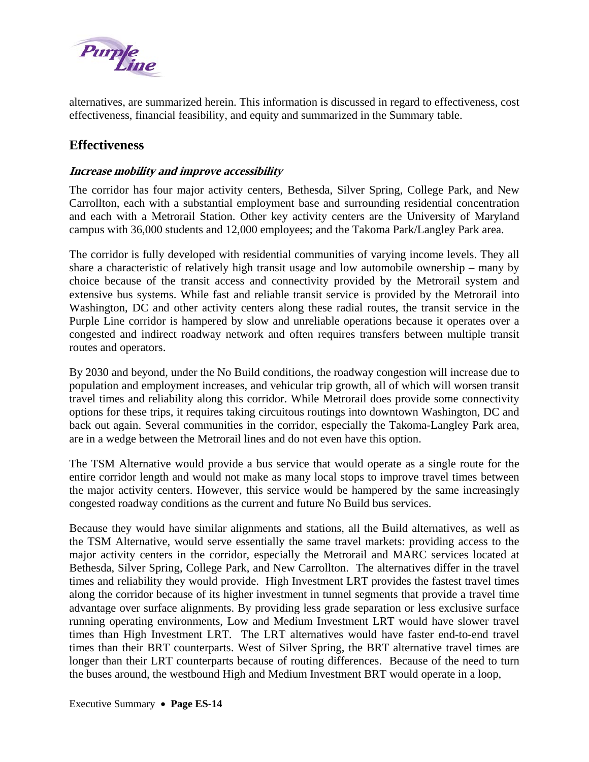alternatives, are summarized herein. This information is discussed in regard to effectiveness, cost effectiveness, financial feasibility, and equity and summarized in the Summary table.

## Effectiveness

### *Increase mobility and improve accessibility*

The corridor has four major activity centers, Bethesda, Silver Spring, College Park, and New Carrollton, each with a substantial employment base and surrounding residential concentration and each with a Metrorail Station. Other key activity centers are the University of Maryland campus with 36,000 students and 12,000 employees; and the Takoma Park/Langley Park area.

The corridor is fully developed with residential communities of varying income levels. They all share a characteristic of relatively high transit usage and low automobile ownership – many by choice because of the transit access and connectivity provided by the Metrorail system and extensive bus systems. While fast and reliable transit service is provided by the Metrorail into Washington, DC and other activity centers along these radial routes, the transit service in the Purple Line corridor is hampered by slow and unreliable operations because it operates over a congested and indirect roadway network and often requires transfers between multiple transit routes and operators.

By 2030 and beyond, under the No Build conditions, the roadway congestion will increase due to population and employment increases, and vehicular trip growth, all of which will worsen transit travel times and reliability along this corridor. While Metrorail does provide some connectivity options for these trips, it requires taking circuitous routings into downtown Washington, DC and back out again. Several communities in the corridor, especially the Takoma-Langley Park area, are in a wedge between the Metrorail lines and do not even have this option.

The TSM Alternative would provide a bus service that would operate as a single route for the entire corridor length and would not make as many local stops to improve travel times between the major activity centers. However, this service would be hampered by the same increasingly congested roadway conditions as the current and future No Build bus services.

Because they would have similar alignments and stations, all the Build alternatives, as well as the TSM Alternative, would serve essentially the same travel markets: providing access to the major activity centers in the corridor, especially the Metrorail and MARC services located at Bethesda, Silver Spring, College Park, and New Carrollton. The alternatives differ in the travel times and reliability they would provide. High Investment LRT provides the fastest travel times along the corridor because of its higher investment in tunnel segments that provide a travel time advantage over surface alignments. By providing less grade separation or less exclusive surface running operating environments, Low and Medium Investment LRT would have slower travel times than High Investment LRT. The LRT alternatives would have faster end-to-end travel times than their BRT counterparts. West of Silver Spring, the BRT alternative travel times are longer than their LRT counterparts because of routing differences. Because of the need to turn the buses around, the westbound High and Medium Investment BRT would operate in a loop,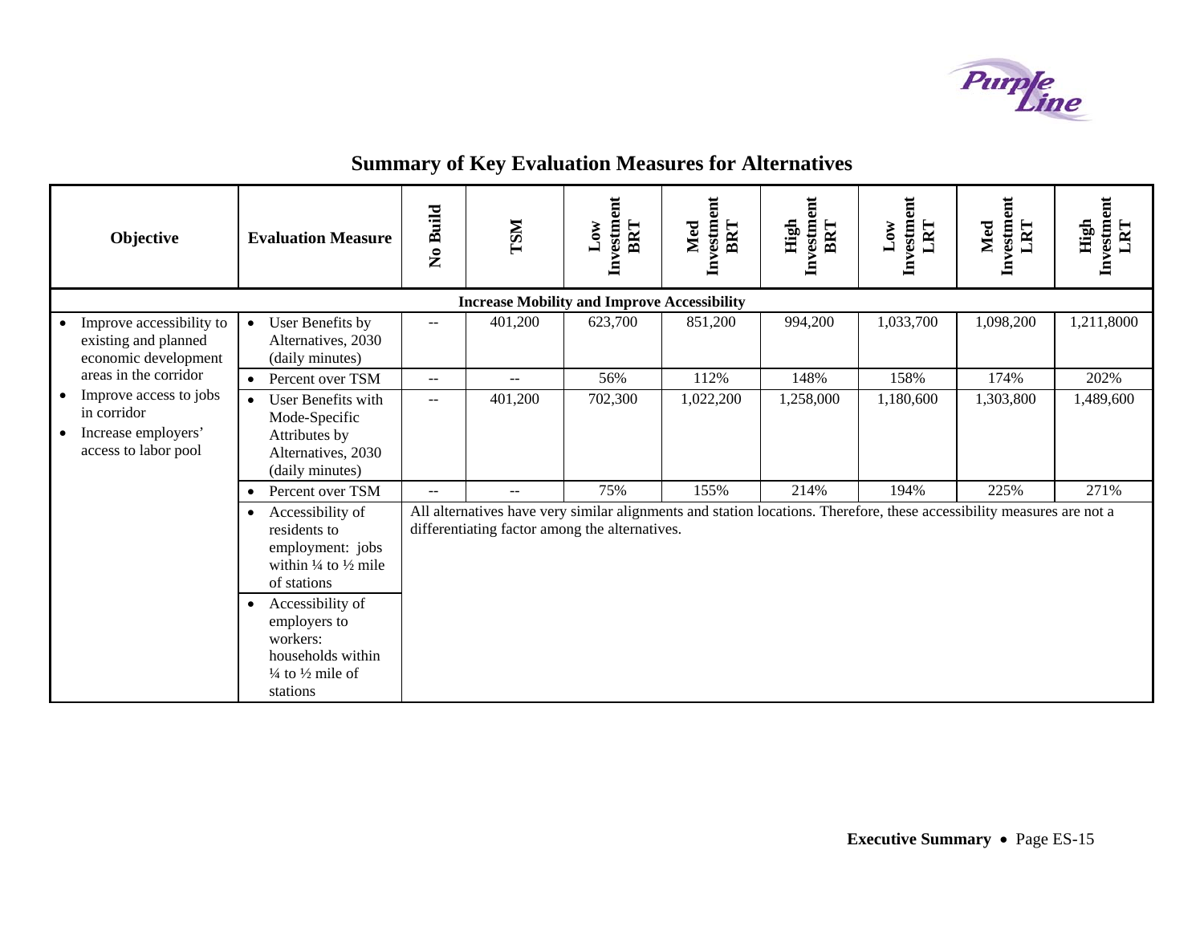# Summary of Key Evaluation Measures for Alternatives

| Objective | Evaluation Measure | No Build | TSM | Low Investment BRT | Med Investment BRT | High Investment BRT | Low Investment LRT | Med Investment LRT | High Investment LRT |
|---|---|---|---|---|---|---|---|---|---|
| **Increase Mobility and Improve Accessibility** | | | | | | | | | |
| • Improve accessibility to existing and planned economic development areas in the corridor<br>• Improve access to jobs in corridor<br>• Increase employers' access to labor pool | • User Benefits by Alternatives, 2030 (daily minutes) | -- | 401,200 | 623,700 | 851,200 | 994,200 | 1,033,700 | 1,098,200 | 1,211,8000 |
| | • Percent over TSM | -- | -- | 56% | 112% | 148% | 158% | 174% | 202% |
| | • User Benefits with Mode-Specific Attributes by Alternatives, 2030 (daily minutes) | -- | 401,200 | 702,300 | 1,022,200 | 1,258,000 | 1,180,600 | 1,303,800 | 1,489,600 |
| | • Percent over TSM | -- | -- | 75% | 155% | 214% | 194% | 225% | 271% |
| | • Accessibility of residents to employment: jobs within ¼ to ½ mile of stations | All alternatives have very similar alignments and station locations. Therefore, these accessibility measures are not a differentiating factor among the alternatives. | | | | | | | |
| | • Accessibility of employers to workers: households within ¼ to ½ mile of stations | | | | | | | | |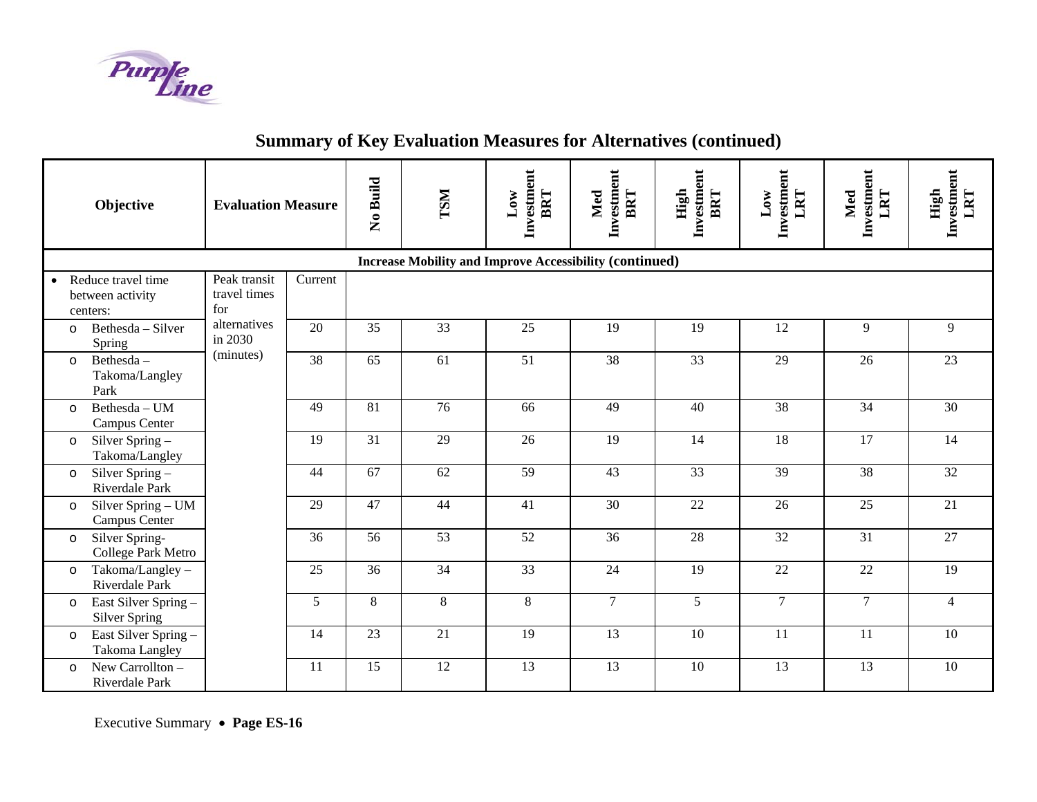## Summary of Key Evaluation Measures for Alternatives (continued)

| Objective | Evaluation Measure | | No Build | TSM | Low Investment BRT | Med Investment BRT | High Investment BRT | Low Investment LRT | Med Investment LRT | High Investment LRT |
|---|---|---|---|---|---|---|---|---|---|---|
| **Increase Mobility and Improve Accessibility (continued)** | | | | | | | | | | |
| • Reduce travel time between activity centers: | Peak transit travel times for alternatives in 2030 (minutes) | Current | | | | | | | | |
| o Bethesda – Silver Spring | | 20 | 35 | 33 | 25 | 19 | 19 | 12 | 9 | 9 |
| o Bethesda – Takoma/Langley Park | | 38 | 65 | 61 | 51 | 38 | 33 | 29 | 26 | 23 |
| o Bethesda – UM Campus Center | | 49 | 81 | 76 | 66 | 49 | 40 | 38 | 34 | 30 |
| o Silver Spring – Takoma/Langley | | 19 | 31 | 29 | 26 | 19 | 14 | 18 | 17 | 14 |
| o Silver Spring – Riverdale Park | | 44 | 67 | 62 | 59 | 43 | 33 | 39 | 38 | 32 |
| o Silver Spring – UM Campus Center | | 29 | 47 | 44 | 41 | 30 | 22 | 26 | 25 | 21 |
| o Silver Spring- College Park Metro | | 36 | 56 | 53 | 52 | 36 | 28 | 32 | 31 | 27 |
| o Takoma/Langley – Riverdale Park | | 25 | 36 | 34 | 33 | 24 | 19 | 22 | 22 | 19 |
| o East Silver Spring – Silver Spring | | 5 | 8 | 8 | 8 | 7 | 5 | 7 | 7 | 4 |
| o East Silver Spring – Takoma Langley | | 14 | 23 | 21 | 19 | 13 | 10 | 11 | 11 | 10 |
| o New Carrollton – Riverdale Park | | 11 | 15 | 12 | 13 | 13 | 10 | 13 | 13 | 10 |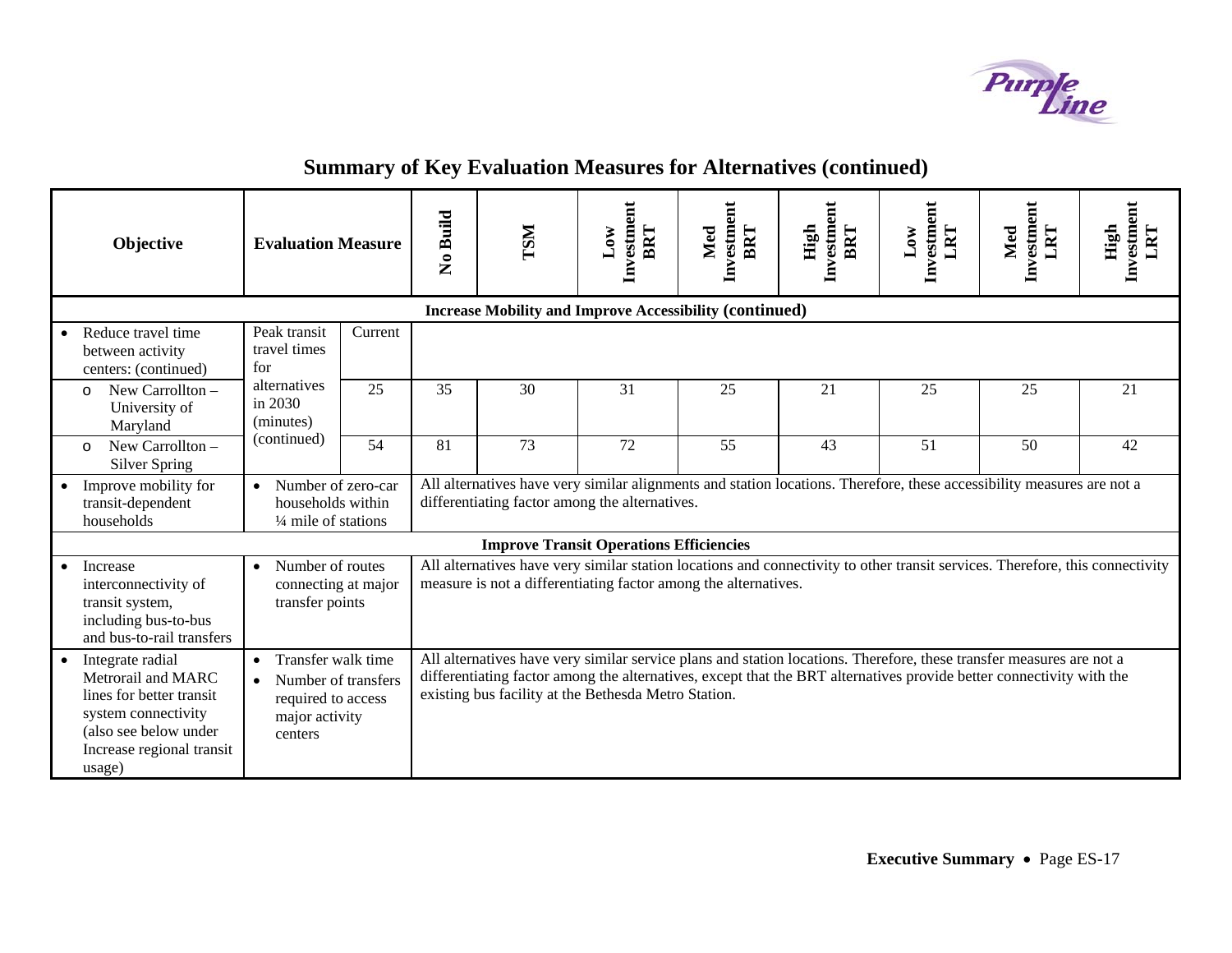## Summary of Key Evaluation Measures for Alternatives (continued)

| Objective | Evaluation Measure | | No Build | TSM | Low Investment BRT | Med Investment BRT | High Investment BRT | Low Investment LRT | Med Investment LRT | High Investment LRT |
|---|---|---|---|---|---|---|---|---|---|---|
| **Increase Mobility and Improve Accessibility (continued)** | | | | | | | | | | |
| • Reduce travel time between activity centers: (continued) | Peak transit travel times for alternatives in 2030 (minutes) (continued) | Current | | | | | | | | |
| o New Carrollton – University of Maryland | | 25 | 35 | 30 | 31 | 25 | 21 | 25 | 25 | 21 |
| o New Carrollton – Silver Spring | | 54 | 81 | 73 | 72 | 55 | 43 | 51 | 50 | 42 |
| • Improve mobility for transit-dependent households | • Number of zero-car households within ¼ mile of stations | | All alternatives have very similar alignments and station locations. Therefore, these accessibility measures are not a differentiating factor among the alternatives. | | | | | | | |
| **Improve Transit Operations Efficiencies** | | | | | | | | | | |
| • Increase interconnectivity of transit system, including bus-to-bus and bus-to-rail transfers | • Number of routes connecting at major transfer points | | All alternatives have very similar station locations and connectivity to other transit services. Therefore, this connectivity measure is not a differentiating factor among the alternatives. | | | | | | | |
| • Integrate radial Metrorail and MARC lines for better transit system connectivity (also see below under Increase regional transit usage) | • Transfer walk time<br>• Number of transfers required to access major activity centers | | All alternatives have very similar service plans and station locations. Therefore, these transfer measures are not a differentiating factor among the alternatives, except that the BRT alternatives provide better connectivity with the existing bus facility at the Bethesda Metro Station. | | | | | | | |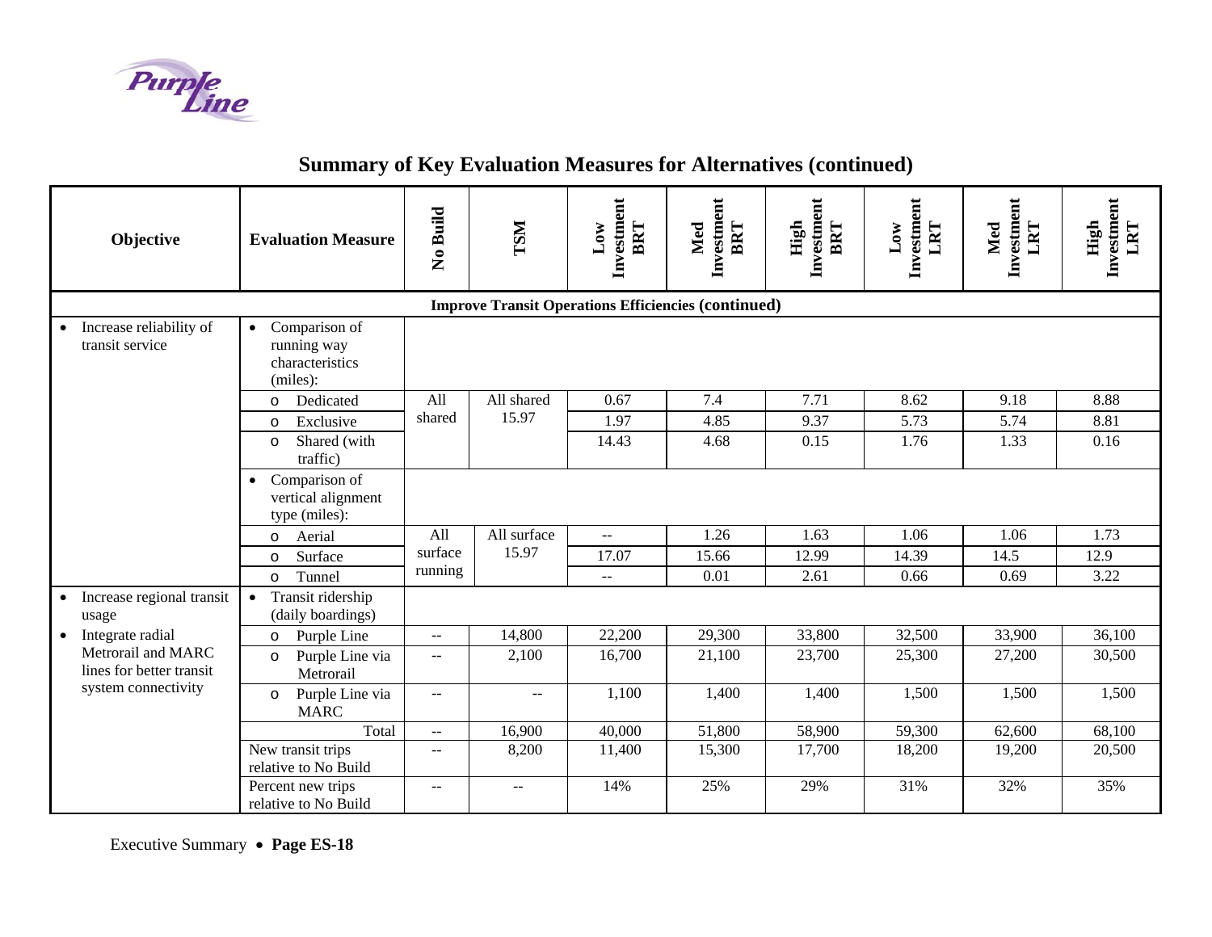## Summary of Key Evaluation Measures for Alternatives (continued)

| Objective | Evaluation Measure | No Build | TSM | Low Investment BRT | Med Investment BRT | High Investment BRT | Low Investment LRT | Med Investment LRT | High Investment LRT |
|---|---|---|---|---|---|---|---|---|---|
| **Improve Transit Operations Efficiencies (continued)** | | | | | | | | | |
| • Increase reliability of transit service | • Comparison of running way characteristics (miles): | | | | | | | | |
| | o Dedicated | All shared | All shared 15.97 | 0.67 | 7.4 | 7.71 | 8.62 | 9.18 | 8.88 |
| | o Exclusive | | | 1.97 | 4.85 | 9.37 | 5.73 | 5.74 | 8.81 |
| | o Shared (with traffic) | | | 14.43 | 4.68 | 0.15 | 1.76 | 1.33 | 0.16 |
| | • Comparison of vertical alignment type (miles): | | | | | | | | |
| | o Aerial | All surface running | All surface 15.97 | -- | 1.26 | 1.63 | 1.06 | 1.06 | 1.73 |
| | o Surface | | | 17.07 | 15.66 | 12.99 | 14.39 | 14.5 | 12.9 |
| | o Tunnel | | | -- | 0.01 | 2.61 | 0.66 | 0.69 | 3.22 |
| • Increase regional transit usage<br>• Integrate radial Metrorail and MARC lines for better transit system connectivity | • Transit ridership (daily boardings) | | | | | | | | |
| | o Purple Line | -- | 14,800 | 22,200 | 29,300 | 33,800 | 32,500 | 33,900 | 36,100 |
| | o Purple Line via Metrorail | -- | 2,100 | 16,700 | 21,100 | 23,700 | 25,300 | 27,200 | 30,500 |
| | o Purple Line via MARC | -- | -- | 1,100 | 1,400 | 1,400 | 1,500 | 1,500 | 1,500 |
| | Total | -- | 16,900 | 40,000 | 51,800 | 58,900 | 59,300 | 62,600 | 68,100 |
| | New transit trips relative to No Build | -- | 8,200 | 11,400 | 15,300 | 17,700 | 18,200 | 19,200 | 20,500 |
| | Percent new trips relative to No Build | -- | -- | 14% | 25% | 29% | 31% | 32% | 35% |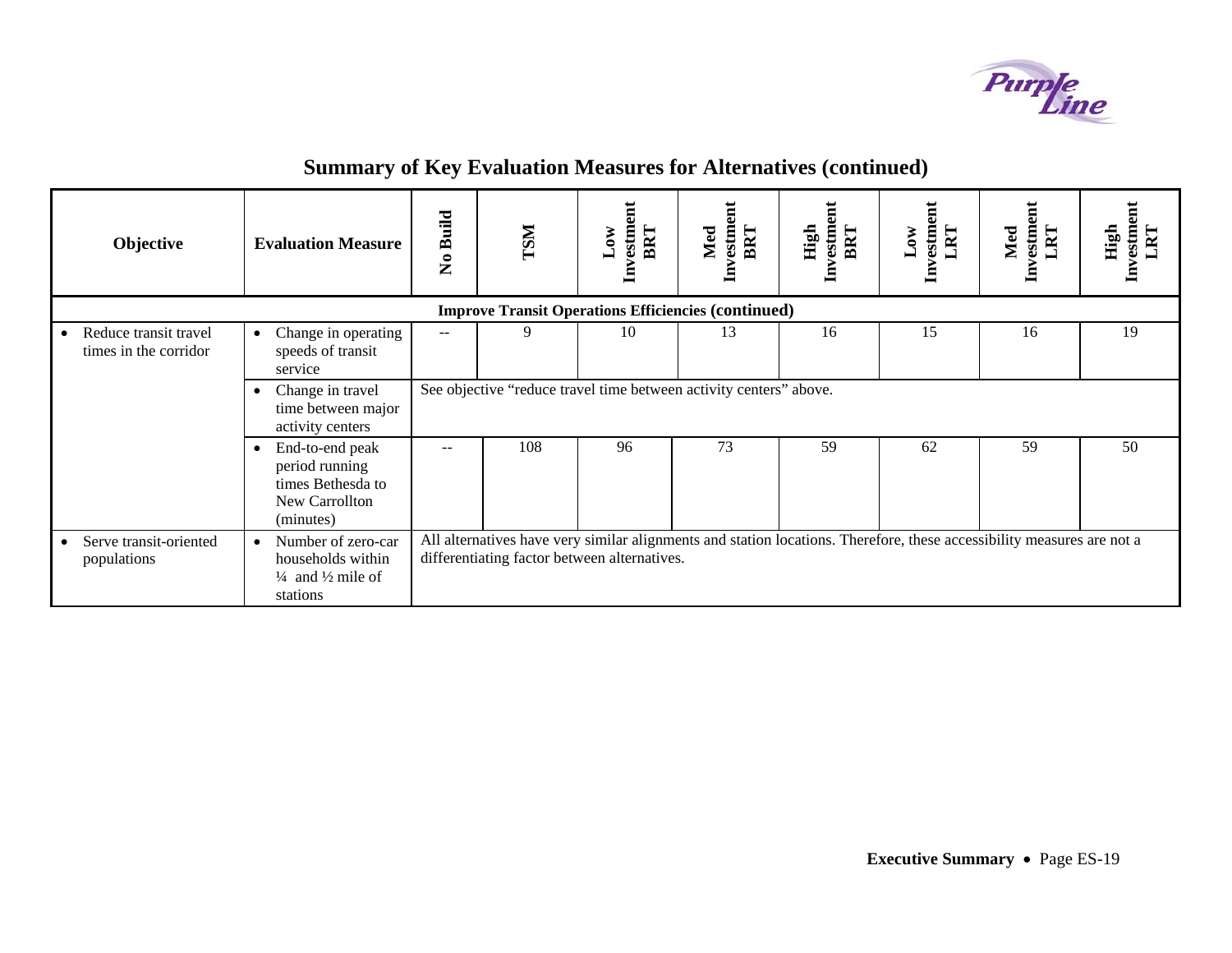## Summary of Key Evaluation Measures for Alternatives (continued)

| Objective | Evaluation Measure | No Build | TSM | Low Investment BRT | Med Investment BRT | High Investment BRT | Low Investment LRT | Med Investment LRT | High Investment LRT |
|---|---|---|---|---|---|---|---|---|---|
| **Improve Transit Operations Efficiencies (continued)** | | | | | | | | | |
| • Reduce transit travel times in the corridor | • Change in operating speeds of transit service | -- | 9 | 10 | 13 | 16 | 15 | 16 | 19 |
| | • Change in travel time between major activity centers | See objective "reduce travel time between activity centers" above. | | | | | | | |
| | • End-to-end peak period running times Bethesda to New Carrollton (minutes) | -- | 108 | 96 | 73 | 59 | 62 | 59 | 50 |
| • Serve transit-oriented populations | • Number of zero-car households within ¼ and ½ mile of stations | All alternatives have very similar alignments and station locations. Therefore, these accessibility measures are not a differentiating factor between alternatives. | | | | | | | |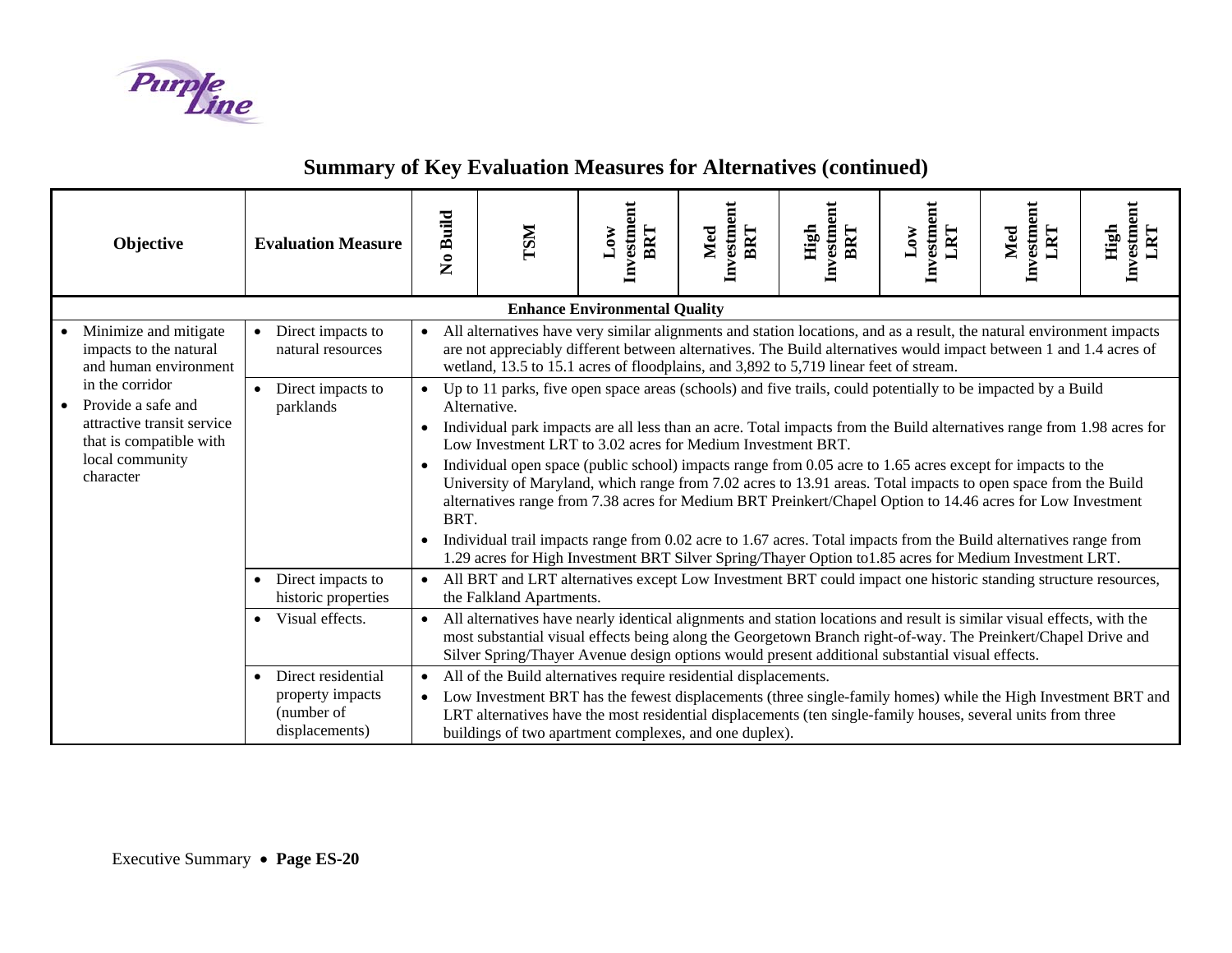## Summary of Key Evaluation Measures for Alternatives (continued)

| Objective | Evaluation Measure | No Build | TSM | Low Investment BRT | Med Investment BRT | High Investment BRT | Low Investment LRT | Med Investment LRT | High Investment LRT |
|---|---|---|---|---|---|---|---|---|---|
| **Enhance Environmental Quality** | | | | | | | | | |
| • Minimize and mitigate impacts to the natural and human environment in the corridor<br>• Provide a safe and attractive transit service that is compatible with local community character | • Direct impacts to natural resources | • All alternatives have very similar alignments and station locations, and as a result, the natural environment impacts are not appreciably different between alternatives. The Build alternatives would impact between 1 and 1.4 acres of wetland, 13.5 to 15.1 acres of floodplains, and 3,892 to 5,719 linear feet of stream. | | | | | | | |
| | • Direct impacts to parklands | • Up to 11 parks, five open space areas (schools) and five trails, could potentially to be impacted by a Build Alternative.<br>• Individual park impacts are all less than an acre. Total impacts from the Build alternatives range from 1.98 acres for Low Investment LRT to 3.02 acres for Medium Investment BRT.<br>• Individual open space (public school) impacts range from 0.05 acre to 1.65 acres except for impacts to the University of Maryland, which range from 7.02 acres to 13.91 areas. Total impacts to open space from the Build alternatives range from 7.38 acres for Medium BRT Preinkert/Chapel Option to 14.46 acres for Low Investment BRT.<br>• Individual trail impacts range from 0.02 acre to 1.67 acres. Total impacts from the Build alternatives range from 1.29 acres for High Investment BRT Silver Spring/Thayer Option to1.85 acres for Medium Investment LRT. | | | | | | | |
| | • Direct impacts to historic properties | • All BRT and LRT alternatives except Low Investment BRT could impact one historic standing structure resources, the Falkland Apartments. | | | | | | | |
| | • Visual effects. | • All alternatives have nearly identical alignments and station locations and result is similar visual effects, with the most substantial visual effects being along the Georgetown Branch right-of-way. The Preinkert/Chapel Drive and Silver Spring/Thayer Avenue design options would present additional substantial visual effects. | | | | | | | |
| | • Direct residential property impacts (number of displacements) | • All of the Build alternatives require residential displacements.<br>• Low Investment BRT has the fewest displacements (three single-family homes) while the High Investment BRT and LRT alternatives have the most residential displacements (ten single-family houses, several units from three buildings of two apartment complexes, and one duplex). | | | | | | | |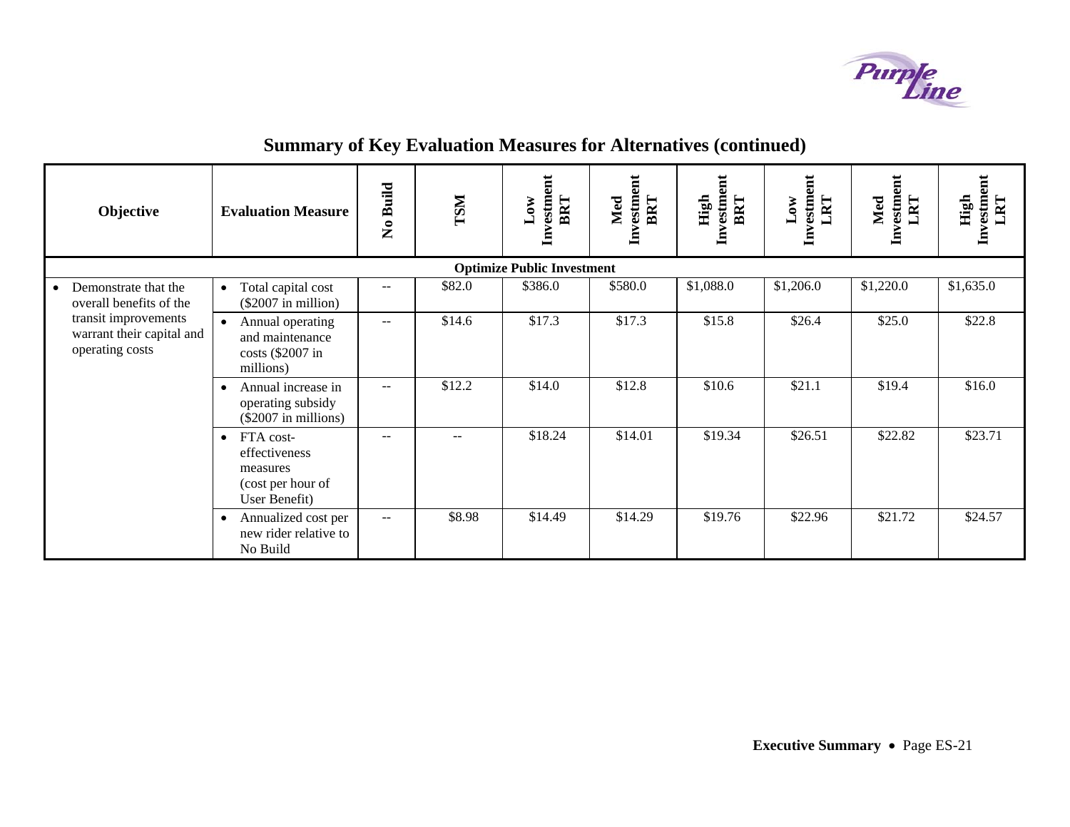## Summary of Key Evaluation Measures for Alternatives (continued)

| Objective | Evaluation Measure | No Build | TSM | Low Investment BRT | Med Investment BRT | High Investment BRT | Low Investment LRT | Med Investment LRT | High Investment LRT |
|---|---|---|---|---|---|---|---|---|---|
| **Optimize Public Investment** | | | | | | | | | |
| • Demonstrate that the overall benefits of the transit improvements warrant their capital and operating costs | • Total capital cost ($2007 in million) | -- | $82.0 | $386.0 | $580.0 | $1,088.0 | $1,206.0 | $1,220.0 | $1,635.0 |
| | • Annual operating and maintenance costs ($2007 in millions) | -- | $14.6 | $17.3 | $17.3 | $15.8 | $26.4 | $25.0 | $22.8 |
| | • Annual increase in operating subsidy ($2007 in millions) | -- | $12.2 | $14.0 | $12.8 | $10.6 | $21.1 | $19.4 | $16.0 |
| | • FTA cost-effectiveness measures (cost per hour of User Benefit) | -- | -- | $18.24 | $14.01 | $19.34 | $26.51 | $22.82 | $23.71 |
| | • Annualized cost per new rider relative to No Build | -- | $8.98 | $14.49 | $14.29 | $19.76 | $22.96 | $21.72 | $24.57 |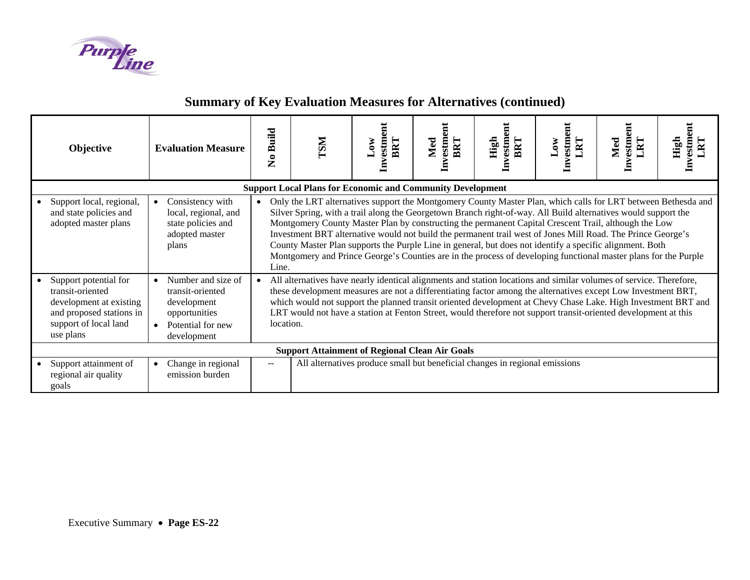## Summary of Key Evaluation Measures for Alternatives (continued)

| Objective | Evaluation Measure | No Build | TSM | Low Investment BRT | Med Investment BRT | High Investment BRT | Low Investment LRT | Med Investment LRT | High Investment LRT |
|---|---|---|---|---|---|---|---|---|---|
| **Support Local Plans for Economic and Community Development** | | | | | | | | | |
| • Support local, regional, and state policies and adopted master plans | • Consistency with local, regional, and state policies and adopted master plans | • Only the LRT alternatives support the Montgomery County Master Plan, which calls for LRT between Bethesda and Silver Spring, with a trail along the Georgetown Branch right-of-way. All Build alternatives would support the Montgomery County Master Plan by constructing the permanent Capital Crescent Trail, although the Low Investment BRT alternative would not build the permanent trail west of Jones Mill Road. The Prince George's County Master Plan supports the Purple Line in general, but does not identify a specific alignment. Both Montgomery and Prince George's Counties are in the process of developing functional master plans for the Purple Line. | | | | | | | |
| • Support potential for transit-oriented development at existing and proposed stations in support of local land use plans | • Number and size of transit-oriented development opportunities<br>• Potential for new development | • All alternatives have nearly identical alignments and station locations and similar volumes of service. Therefore, these development measures are not a differentiating factor among the alternatives except Low Investment BRT, which would not support the planned transit oriented development at Chevy Chase Lake. High Investment BRT and LRT would not have a station at Fenton Street, would therefore not support transit-oriented development at this location. | | | | | | | |
| **Support Attainment of Regional Clean Air Goals** | | | | | | | | | |
| • Support attainment of regional air quality goals | • Change in regional emission burden | -- | All alternatives produce small but beneficial changes in regional emissions | | | | | | |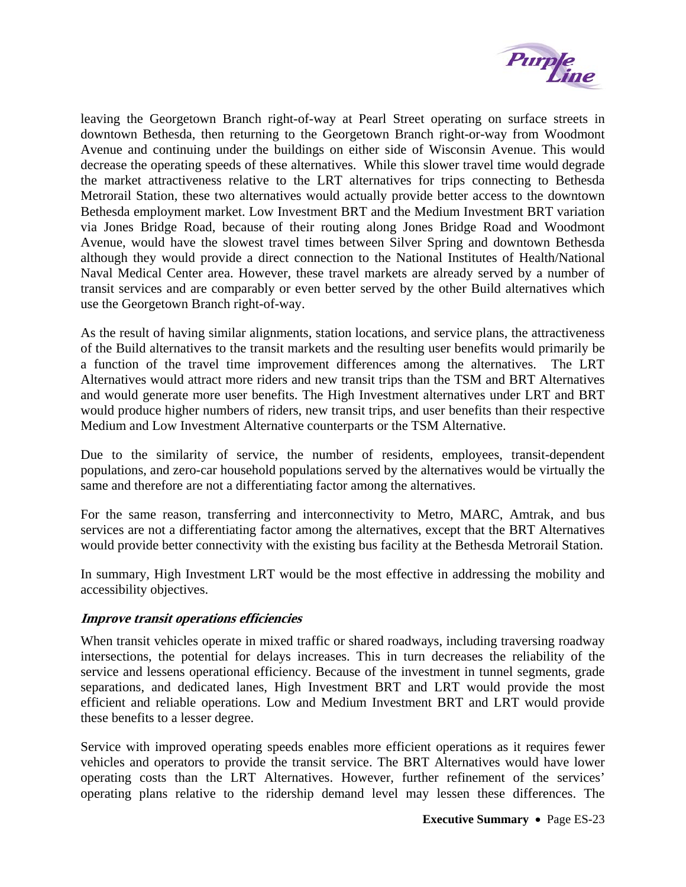leaving the Georgetown Branch right-of-way at Pearl Street operating on surface streets in downtown Bethesda, then returning to the Georgetown Branch right-or-way from Woodmont Avenue and continuing under the buildings on either side of Wisconsin Avenue. This would decrease the operating speeds of these alternatives. While this slower travel time would degrade the market attractiveness relative to the LRT alternatives for trips connecting to Bethesda Metrorail Station, these two alternatives would actually provide better access to the downtown Bethesda employment market. Low Investment BRT and the Medium Investment BRT variation via Jones Bridge Road, because of their routing along Jones Bridge Road and Woodmont Avenue, would have the slowest travel times between Silver Spring and downtown Bethesda although they would provide a direct connection to the National Institutes of Health/National Naval Medical Center area. However, these travel markets are already served by a number of transit services and are comparably or even better served by the other Build alternatives which use the Georgetown Branch right-of-way.

As the result of having similar alignments, station locations, and service plans, the attractiveness of the Build alternatives to the transit markets and the resulting user benefits would primarily be a function of the travel time improvement differences among the alternatives. The LRT Alternatives would attract more riders and new transit trips than the TSM and BRT Alternatives and would generate more user benefits. The High Investment alternatives under LRT and BRT would produce higher numbers of riders, new transit trips, and user benefits than their respective Medium and Low Investment Alternative counterparts or the TSM Alternative.

Due to the similarity of service, the number of residents, employees, transit-dependent populations, and zero-car household populations served by the alternatives would be virtually the same and therefore are not a differentiating factor among the alternatives.

For the same reason, transferring and interconnectivity to Metro, MARC, Amtrak, and bus services are not a differentiating factor among the alternatives, except that the BRT Alternatives would provide better connectivity with the existing bus facility at the Bethesda Metrorail Station.

In summary, High Investment LRT would be the most effective in addressing the mobility and accessibility objectives.

***Improve transit operations efficiencies***

When transit vehicles operate in mixed traffic or shared roadways, including traversing roadway intersections, the potential for delays increases. This in turn decreases the reliability of the service and lessens operational efficiency. Because of the investment in tunnel segments, grade separations, and dedicated lanes, High Investment BRT and LRT would provide the most efficient and reliable operations. Low and Medium Investment BRT and LRT would provide these benefits to a lesser degree.

Service with improved operating speeds enables more efficient operations as it requires fewer vehicles and operators to provide the transit service. The BRT Alternatives would have lower operating costs than the LRT Alternatives. However, further refinement of the services' operating plans relative to the ridership demand level may lessen these differences. The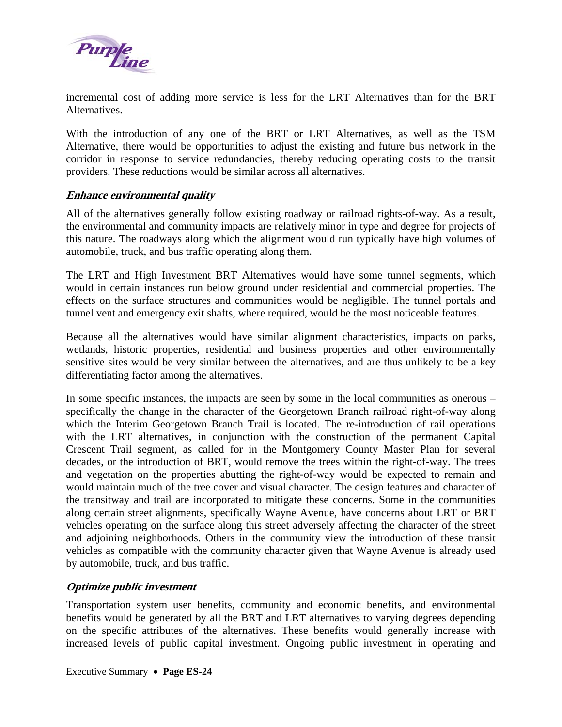incremental cost of adding more service is less for the LRT Alternatives than for the BRT Alternatives.

With the introduction of any one of the BRT or LRT Alternatives, as well as the TSM Alternative, there would be opportunities to adjust the existing and future bus network in the corridor in response to service redundancies, thereby reducing operating costs to the transit providers. These reductions would be similar across all alternatives.

### *Enhance environmental quality*

All of the alternatives generally follow existing roadway or railroad rights-of-way. As a result, the environmental and community impacts are relatively minor in type and degree for projects of this nature. The roadways along which the alignment would run typically have high volumes of automobile, truck, and bus traffic operating along them.

The LRT and High Investment BRT Alternatives would have some tunnel segments, which would in certain instances run below ground under residential and commercial properties. The effects on the surface structures and communities would be negligible. The tunnel portals and tunnel vent and emergency exit shafts, where required, would be the most noticeable features.

Because all the alternatives would have similar alignment characteristics, impacts on parks, wetlands, historic properties, residential and business properties and other environmentally sensitive sites would be very similar between the alternatives, and are thus unlikely to be a key differentiating factor among the alternatives.

In some specific instances, the impacts are seen by some in the local communities as onerous – specifically the change in the character of the Georgetown Branch railroad right-of-way along which the Interim Georgetown Branch Trail is located. The re-introduction of rail operations with the LRT alternatives, in conjunction with the construction of the permanent Capital Crescent Trail segment, as called for in the Montgomery County Master Plan for several decades, or the introduction of BRT, would remove the trees within the right-of-way. The trees and vegetation on the properties abutting the right-of-way would be expected to remain and would maintain much of the tree cover and visual character. The design features and character of the transitway and trail are incorporated to mitigate these concerns. Some in the communities along certain street alignments, specifically Wayne Avenue, have concerns about LRT or BRT vehicles operating on the surface along this street adversely affecting the character of the street and adjoining neighborhoods. Others in the community view the introduction of these transit vehicles as compatible with the community character given that Wayne Avenue is already used by automobile, truck, and bus traffic.

### *Optimize public investment*

Transportation system user benefits, community and economic benefits, and environmental benefits would be generated by all the BRT and LRT alternatives to varying degrees depending on the specific attributes of the alternatives. These benefits would generally increase with increased levels of public capital investment. Ongoing public investment in operating and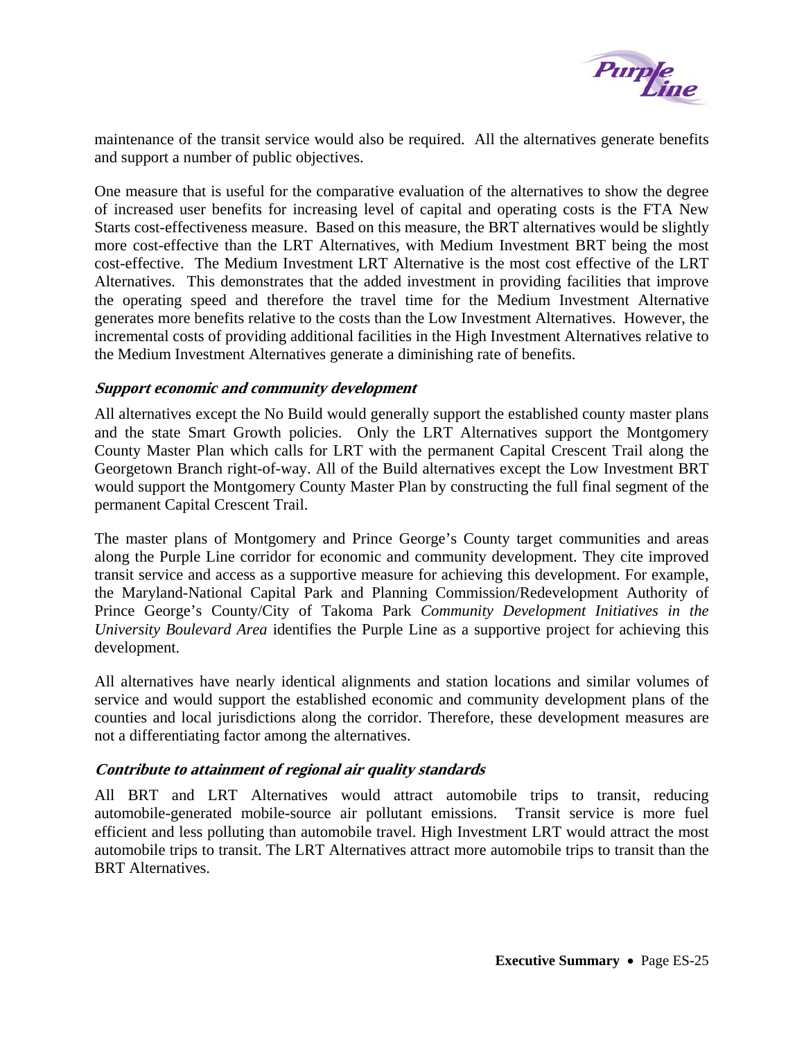maintenance of the transit service would also be required. All the alternatives generate benefits and support a number of public objectives.

One measure that is useful for the comparative evaluation of the alternatives to show the degree of increased user benefits for increasing level of capital and operating costs is the FTA New Starts cost-effectiveness measure. Based on this measure, the BRT alternatives would be slightly more cost-effective than the LRT Alternatives, with Medium Investment BRT being the most cost-effective. The Medium Investment LRT Alternative is the most cost effective of the LRT Alternatives. This demonstrates that the added investment in providing facilities that improve the operating speed and therefore the travel time for the Medium Investment Alternative generates more benefits relative to the costs than the Low Investment Alternatives. However, the incremental costs of providing additional facilities in the High Investment Alternatives relative to the Medium Investment Alternatives generate a diminishing rate of benefits.

#### *Support economic and community development*

All alternatives except the No Build would generally support the established county master plans and the state Smart Growth policies. Only the LRT Alternatives support the Montgomery County Master Plan which calls for LRT with the permanent Capital Crescent Trail along the Georgetown Branch right-of-way. All of the Build alternatives except the Low Investment BRT would support the Montgomery County Master Plan by constructing the full final segment of the permanent Capital Crescent Trail.

The master plans of Montgomery and Prince George's County target communities and areas along the Purple Line corridor for economic and community development. They cite improved transit service and access as a supportive measure for achieving this development. For example, the Maryland-National Capital Park and Planning Commission/Redevelopment Authority of Prince George's County/City of Takoma Park *Community Development Initiatives in the University Boulevard Area* identifies the Purple Line as a supportive project for achieving this development.

All alternatives have nearly identical alignments and station locations and similar volumes of service and would support the established economic and community development plans of the counties and local jurisdictions along the corridor. Therefore, these development measures are not a differentiating factor among the alternatives.

#### *Contribute to attainment of regional air quality standards*

All BRT and LRT Alternatives would attract automobile trips to transit, reducing automobile-generated mobile-source air pollutant emissions. Transit service is more fuel efficient and less polluting than automobile travel. High Investment LRT would attract the most automobile trips to transit. The LRT Alternatives attract more automobile trips to transit than the BRT Alternatives.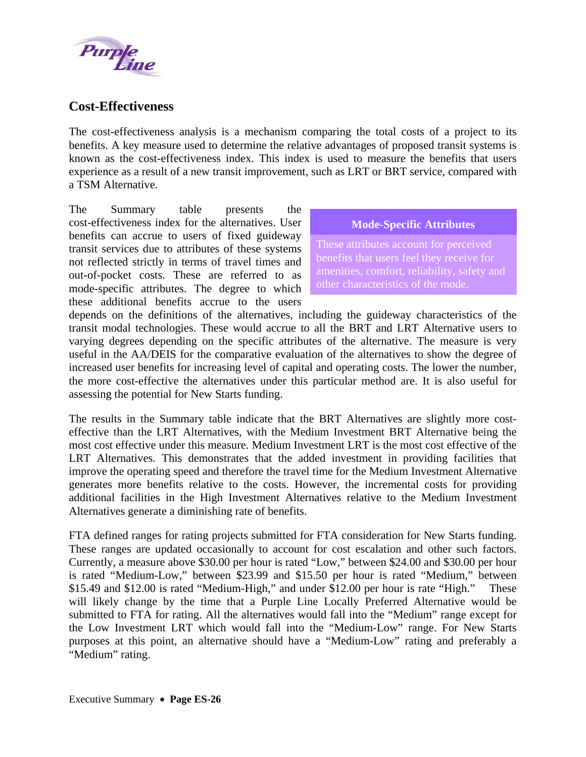## Cost-Effectiveness

The cost-effectiveness analysis is a mechanism comparing the total costs of a project to its benefits. A key measure used to determine the relative advantages of proposed transit systems is known as the cost-effectiveness index. This index is used to measure the benefits that users experience as a result of a new transit improvement, such as LRT or BRT service, compared with a TSM Alternative.

> **Mode-Specific Attributes**
>
> These attributes account for perceived benefits that users feel they receive for amenities, comfort, reliability, safety and other characteristics of the mode.

The Summary table presents the cost-effectiveness index for the alternatives. User benefits can accrue to users of fixed guideway transit services due to attributes of these systems not reflected strictly in terms of travel times and out-of-pocket costs. These are referred to as mode-specific attributes. The degree to which these additional benefits accrue to the users depends on the definitions of the alternatives, including the guideway characteristics of the transit modal technologies. These would accrue to all the BRT and LRT Alternative users to varying degrees depending on the specific attributes of the alternative. The measure is very useful in the AA/DEIS for the comparative evaluation of the alternatives to show the degree of increased user benefits for increasing level of capital and operating costs. The lower the number, the more cost-effective the alternatives under this particular method are. It is also useful for assessing the potential for New Starts funding.

The results in the Summary table indicate that the BRT Alternatives are slightly more cost-effective than the LRT Alternatives, with the Medium Investment BRT Alternative being the most cost effective under this measure. Medium Investment LRT is the most cost effective of the LRT Alternatives. This demonstrates that the added investment in providing facilities that improve the operating speed and therefore the travel time for the Medium Investment Alternative generates more benefits relative to the costs. However, the incremental costs for providing additional facilities in the High Investment Alternatives relative to the Medium Investment Alternatives generate a diminishing rate of benefits.

FTA defined ranges for rating projects submitted for FTA consideration for New Starts funding. These ranges are updated occasionally to account for cost escalation and other such factors. Currently, a measure above $30.00 per hour is rated "Low," between $24.00 and $30.00 per hour is rated "Medium-Low," between $23.99 and $15.50 per hour is rated "Medium," between $15.49 and $12.00 is rated "Medium-High," and under $12.00 per hour is rate "High." These will likely change by the time that a Purple Line Locally Preferred Alternative would be submitted to FTA for rating. All the alternatives would fall into the "Medium" range except for the Low Investment LRT which would fall into the "Medium-Low" range. For New Starts purposes at this point, an alternative should have a "Medium-Low" rating and preferably a "Medium" rating.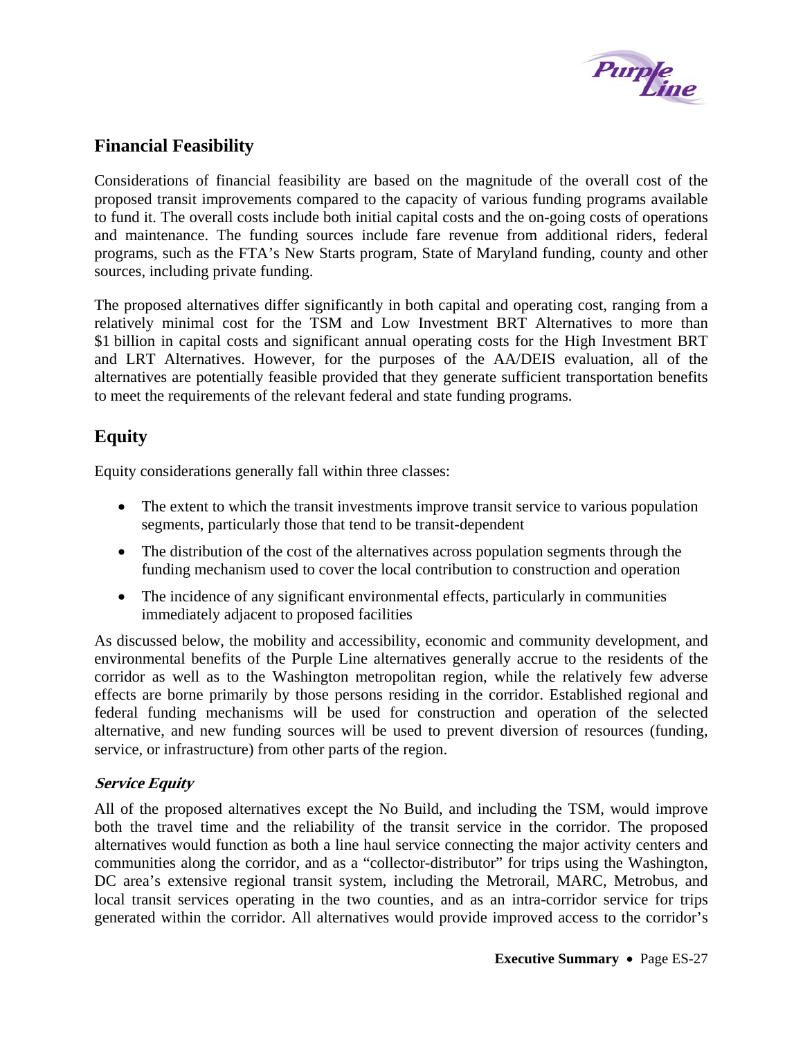## Financial Feasibility

Considerations of financial feasibility are based on the magnitude of the overall cost of the proposed transit improvements compared to the capacity of various funding programs available to fund it. The overall costs include both initial capital costs and the on-going costs of operations and maintenance. The funding sources include fare revenue from additional riders, federal programs, such as the FTA's New Starts program, State of Maryland funding, county and other sources, including private funding.

The proposed alternatives differ significantly in both capital and operating cost, ranging from a relatively minimal cost for the TSM and Low Investment BRT Alternatives to more than $1 billion in capital costs and significant annual operating costs for the High Investment BRT and LRT Alternatives. However, for the purposes of the AA/DEIS evaluation, all of the alternatives are potentially feasible provided that they generate sufficient transportation benefits to meet the requirements of the relevant federal and state funding programs.

## Equity

Equity considerations generally fall within three classes:

- The extent to which the transit investments improve transit service to various population segments, particularly those that tend to be transit-dependent
- The distribution of the cost of the alternatives across population segments through the funding mechanism used to cover the local contribution to construction and operation
- The incidence of any significant environmental effects, particularly in communities immediately adjacent to proposed facilities

As discussed below, the mobility and accessibility, economic and community development, and environmental benefits of the Purple Line alternatives generally accrue to the residents of the corridor as well as to the Washington metropolitan region, while the relatively few adverse effects are borne primarily by those persons residing in the corridor. Established regional and federal funding mechanisms will be used for construction and operation of the selected alternative, and new funding sources will be used to prevent diversion of resources (funding, service, or infrastructure) from other parts of the region.

### *Service Equity*

All of the proposed alternatives except the No Build, and including the TSM, would improve both the travel time and the reliability of the transit service in the corridor. The proposed alternatives would function as both a line haul service connecting the major activity centers and communities along the corridor, and as a "collector-distributor" for trips using the Washington, DC area's extensive regional transit system, including the Metrorail, MARC, Metrobus, and local transit services operating in the two counties, and as an intra-corridor service for trips generated within the corridor. All alternatives would provide improved access to the corridor's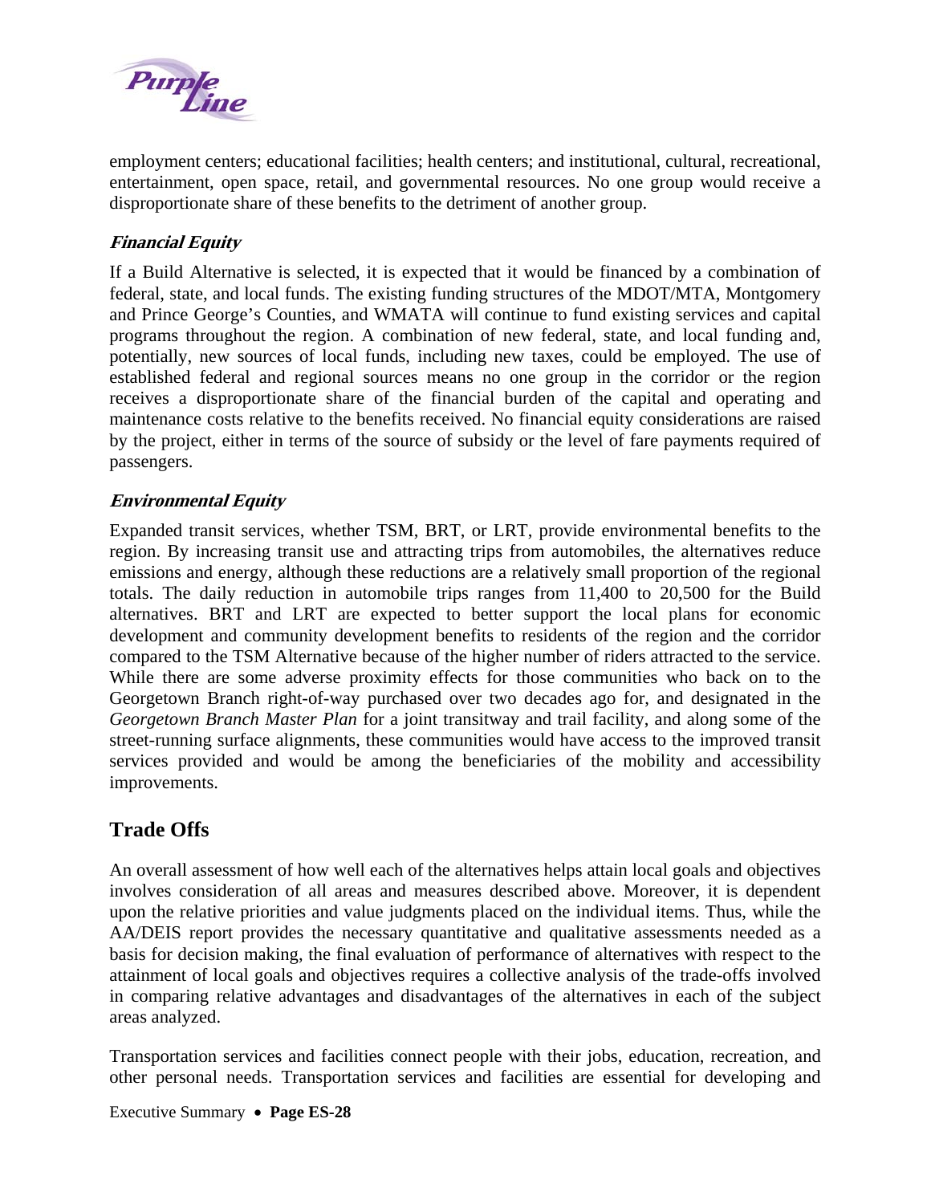employment centers; educational facilities; health centers; and institutional, cultural, recreational, entertainment, open space, retail, and governmental resources. No one group would receive a disproportionate share of these benefits to the detriment of another group.

### *Financial Equity*

If a Build Alternative is selected, it is expected that it would be financed by a combination of federal, state, and local funds. The existing funding structures of the MDOT/MTA, Montgomery and Prince George's Counties, and WMATA will continue to fund existing services and capital programs throughout the region. A combination of new federal, state, and local funding and, potentially, new sources of local funds, including new taxes, could be employed. The use of established federal and regional sources means no one group in the corridor or the region receives a disproportionate share of the financial burden of the capital and operating and maintenance costs relative to the benefits received. No financial equity considerations are raised by the project, either in terms of the source of subsidy or the level of fare payments required of passengers.

### *Environmental Equity*

Expanded transit services, whether TSM, BRT, or LRT, provide environmental benefits to the region. By increasing transit use and attracting trips from automobiles, the alternatives reduce emissions and energy, although these reductions are a relatively small proportion of the regional totals. The daily reduction in automobile trips ranges from 11,400 to 20,500 for the Build alternatives. BRT and LRT are expected to better support the local plans for economic development and community development benefits to residents of the region and the corridor compared to the TSM Alternative because of the higher number of riders attracted to the service. While there are some adverse proximity effects for those communities who back on to the Georgetown Branch right-of-way purchased over two decades ago for, and designated in the *Georgetown Branch Master Plan* for a joint transitway and trail facility, and along some of the street-running surface alignments, these communities would have access to the improved transit services provided and would be among the beneficiaries of the mobility and accessibility improvements.

## Trade Offs

An overall assessment of how well each of the alternatives helps attain local goals and objectives involves consideration of all areas and measures described above. Moreover, it is dependent upon the relative priorities and value judgments placed on the individual items. Thus, while the AA/DEIS report provides the necessary quantitative and qualitative assessments needed as a basis for decision making, the final evaluation of performance of alternatives with respect to the attainment of local goals and objectives requires a collective analysis of the trade-offs involved in comparing relative advantages and disadvantages of the alternatives in each of the subject areas analyzed.

Transportation services and facilities connect people with their jobs, education, recreation, and other personal needs. Transportation services and facilities are essential for developing and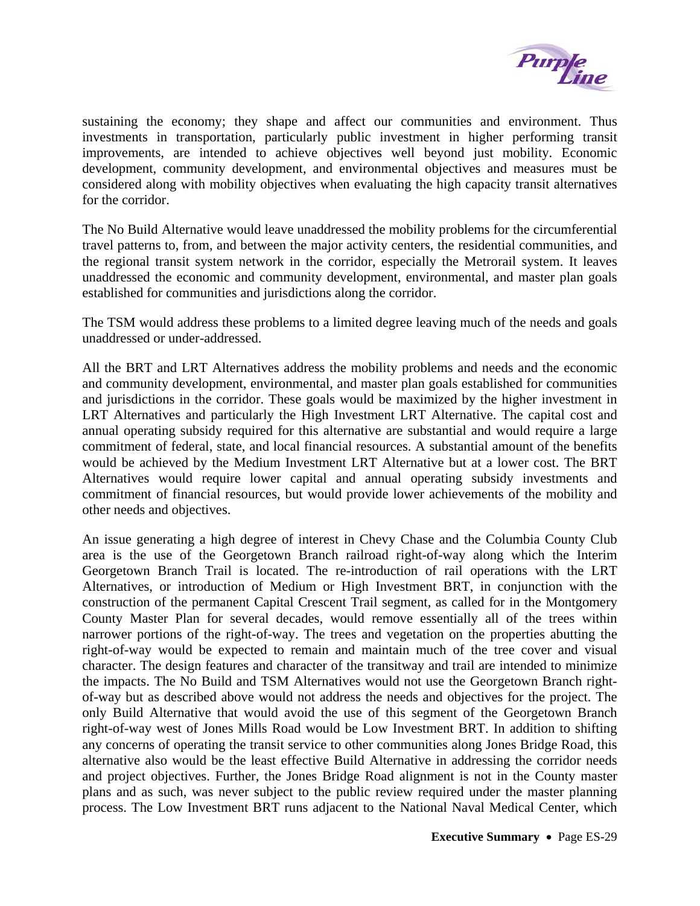sustaining the economy; they shape and affect our communities and environment. Thus investments in transportation, particularly public investment in higher performing transit improvements, are intended to achieve objectives well beyond just mobility. Economic development, community development, and environmental objectives and measures must be considered along with mobility objectives when evaluating the high capacity transit alternatives for the corridor.

The No Build Alternative would leave unaddressed the mobility problems for the circumferential travel patterns to, from, and between the major activity centers, the residential communities, and the regional transit system network in the corridor, especially the Metrorail system. It leaves unaddressed the economic and community development, environmental, and master plan goals established for communities and jurisdictions along the corridor.

The TSM would address these problems to a limited degree leaving much of the needs and goals unaddressed or under-addressed.

All the BRT and LRT Alternatives address the mobility problems and needs and the economic and community development, environmental, and master plan goals established for communities and jurisdictions in the corridor. These goals would be maximized by the higher investment in LRT Alternatives and particularly the High Investment LRT Alternative. The capital cost and annual operating subsidy required for this alternative are substantial and would require a large commitment of federal, state, and local financial resources. A substantial amount of the benefits would be achieved by the Medium Investment LRT Alternative but at a lower cost. The BRT Alternatives would require lower capital and annual operating subsidy investments and commitment of financial resources, but would provide lower achievements of the mobility and other needs and objectives.

An issue generating a high degree of interest in Chevy Chase and the Columbia County Club area is the use of the Georgetown Branch railroad right-of-way along which the Interim Georgetown Branch Trail is located. The re-introduction of rail operations with the LRT Alternatives, or introduction of Medium or High Investment BRT, in conjunction with the construction of the permanent Capital Crescent Trail segment, as called for in the Montgomery County Master Plan for several decades, would remove essentially all of the trees within narrower portions of the right-of-way. The trees and vegetation on the properties abutting the right-of-way would be expected to remain and maintain much of the tree cover and visual character. The design features and character of the transitway and trail are intended to minimize the impacts. The No Build and TSM Alternatives would not use the Georgetown Branch right-of-way but as described above would not address the needs and objectives for the project. The only Build Alternative that would avoid the use of this segment of the Georgetown Branch right-of-way west of Jones Mills Road would be Low Investment BRT. In addition to shifting any concerns of operating the transit service to other communities along Jones Bridge Road, this alternative also would be the least effective Build Alternative in addressing the corridor needs and project objectives. Further, the Jones Bridge Road alignment is not in the County master plans and as such, was never subject to the public review required under the master planning process. The Low Investment BRT runs adjacent to the National Naval Medical Center, which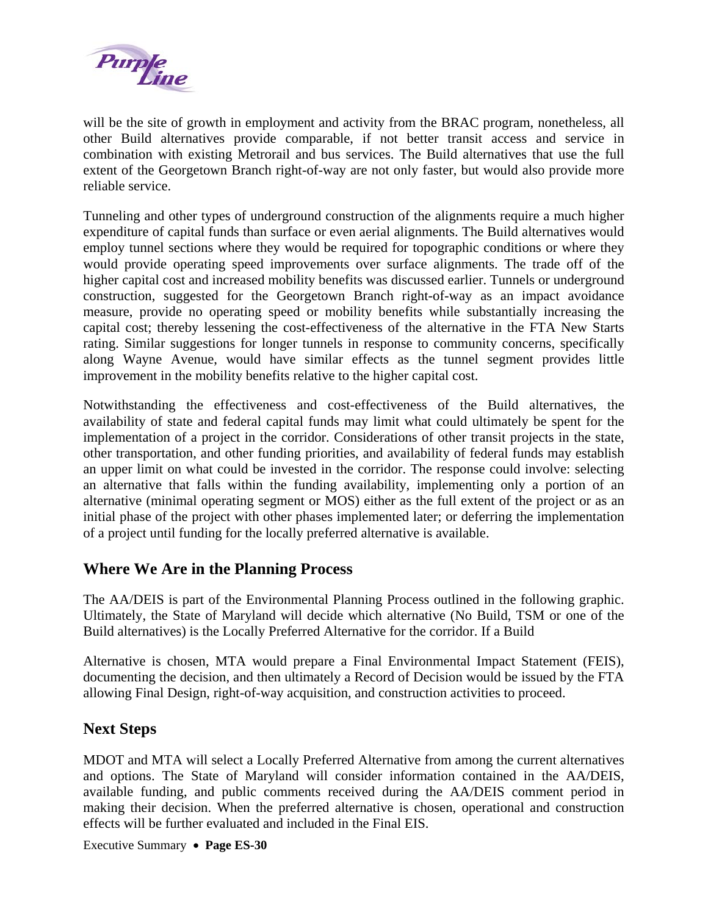will be the site of growth in employment and activity from the BRAC program, nonetheless, all other Build alternatives provide comparable, if not better transit access and service in combination with existing Metrorail and bus services. The Build alternatives that use the full extent of the Georgetown Branch right-of-way are not only faster, but would also provide more reliable service.

Tunneling and other types of underground construction of the alignments require a much higher expenditure of capital funds than surface or even aerial alignments. The Build alternatives would employ tunnel sections where they would be required for topographic conditions or where they would provide operating speed improvements over surface alignments. The trade off of the higher capital cost and increased mobility benefits was discussed earlier. Tunnels or underground construction, suggested for the Georgetown Branch right-of-way as an impact avoidance measure, provide no operating speed or mobility benefits while substantially increasing the capital cost; thereby lessening the cost-effectiveness of the alternative in the FTA New Starts rating. Similar suggestions for longer tunnels in response to community concerns, specifically along Wayne Avenue, would have similar effects as the tunnel segment provides little improvement in the mobility benefits relative to the higher capital cost.

Notwithstanding the effectiveness and cost-effectiveness of the Build alternatives, the availability of state and federal capital funds may limit what could ultimately be spent for the implementation of a project in the corridor. Considerations of other transit projects in the state, other transportation, and other funding priorities, and availability of federal funds may establish an upper limit on what could be invested in the corridor. The response could involve: selecting an alternative that falls within the funding availability, implementing only a portion of an alternative (minimal operating segment or MOS) either as the full extent of the project or as an initial phase of the project with other phases implemented later; or deferring the implementation of a project until funding for the locally preferred alternative is available.

## Where We Are in the Planning Process

The AA/DEIS is part of the Environmental Planning Process outlined in the following graphic. Ultimately, the State of Maryland will decide which alternative (No Build, TSM or one of the Build alternatives) is the Locally Preferred Alternative for the corridor. If a Build

Alternative is chosen, MTA would prepare a Final Environmental Impact Statement (FEIS), documenting the decision, and then ultimately a Record of Decision would be issued by the FTA allowing Final Design, right-of-way acquisition, and construction activities to proceed.

## Next Steps

MDOT and MTA will select a Locally Preferred Alternative from among the current alternatives and options. The State of Maryland will consider information contained in the AA/DEIS, available funding, and public comments received during the AA/DEIS comment period in making their decision. When the preferred alternative is chosen, operational and construction effects will be further evaluated and included in the Final EIS.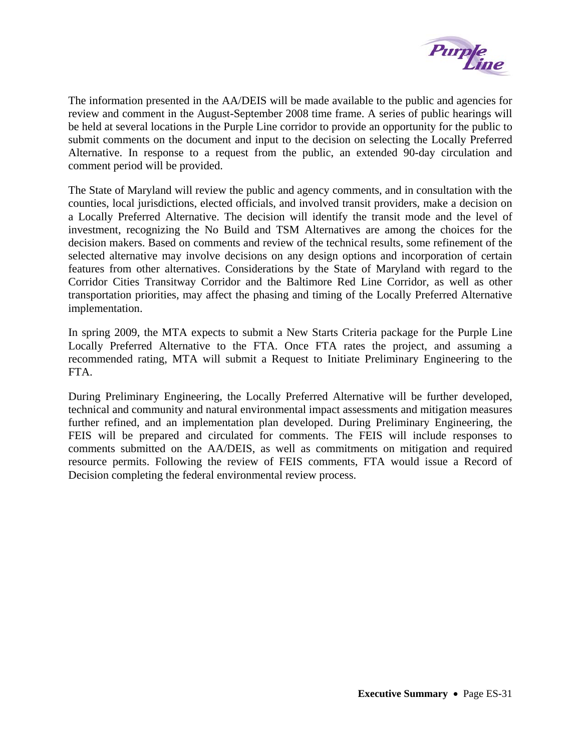The information presented in the AA/DEIS will be made available to the public and agencies for review and comment in the August-September 2008 time frame. A series of public hearings will be held at several locations in the Purple Line corridor to provide an opportunity for the public to submit comments on the document and input to the decision on selecting the Locally Preferred Alternative. In response to a request from the public, an extended 90-day circulation and comment period will be provided.

The State of Maryland will review the public and agency comments, and in consultation with the counties, local jurisdictions, elected officials, and involved transit providers, make a decision on a Locally Preferred Alternative. The decision will identify the transit mode and the level of investment, recognizing the No Build and TSM Alternatives are among the choices for the decision makers. Based on comments and review of the technical results, some refinement of the selected alternative may involve decisions on any design options and incorporation of certain features from other alternatives. Considerations by the State of Maryland with regard to the Corridor Cities Transitway Corridor and the Baltimore Red Line Corridor, as well as other transportation priorities, may affect the phasing and timing of the Locally Preferred Alternative implementation.

In spring 2009, the MTA expects to submit a New Starts Criteria package for the Purple Line Locally Preferred Alternative to the FTA. Once FTA rates the project, and assuming a recommended rating, MTA will submit a Request to Initiate Preliminary Engineering to the FTA.

During Preliminary Engineering, the Locally Preferred Alternative will be further developed, technical and community and natural environmental impact assessments and mitigation measures further refined, and an implementation plan developed. During Preliminary Engineering, the FEIS will be prepared and circulated for comments. The FEIS will include responses to comments submitted on the AA/DEIS, as well as commitments on mitigation and required resource permits. Following the review of FEIS comments, FTA would issue a Record of Decision completing the federal environmental review process.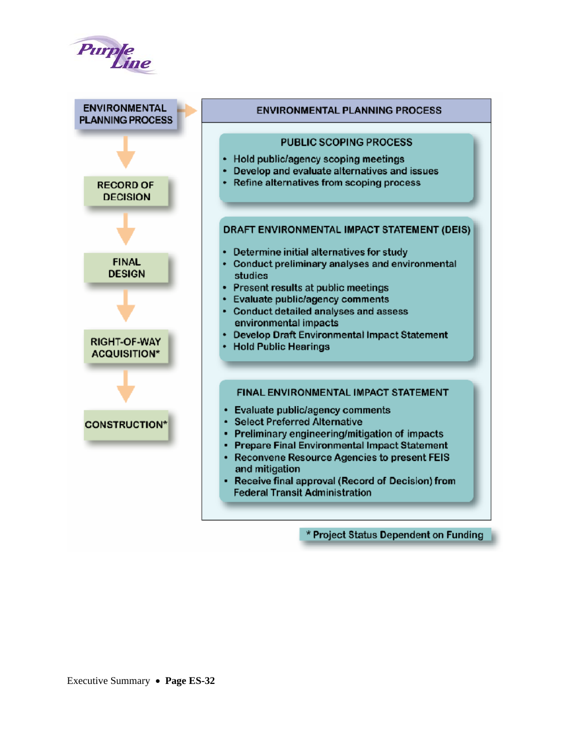ENVIRONMENTAL PLANNING PROCESS

RECORD OF DECISION

FINAL DESIGN

RIGHT-OF-WAY ACQUISITION*

CONSTRUCTION*

## ENVIRONMENTAL PLANNING PROCESS

### PUBLIC SCOPING PROCESS

- Hold public/agency scoping meetings
- Develop and evaluate alternatives and issues
- Refine alternatives from scoping process

### DRAFT ENVIRONMENTAL IMPACT STATEMENT (DEIS)

- Determine initial alternatives for study
- Conduct preliminary analyses and environmental studies
- Present results at public meetings
- Evaluate public/agency comments
- Conduct detailed analyses and assess environmental impacts
- Develop Draft Environmental Impact Statement
- Hold Public Hearings

### FINAL ENVIRONMENTAL IMPACT STATEMENT

- Evaluate public/agency comments
- Select Preferred Alternative
- Preliminary engineering/mitigation of impacts
- Prepare Final Environmental Impact Statement
- Reconvene Resource Agencies to present FEIS and mitigation
- Receive final approval (Record of Decision) from Federal Transit Administration

* Project Status Dependent on Funding